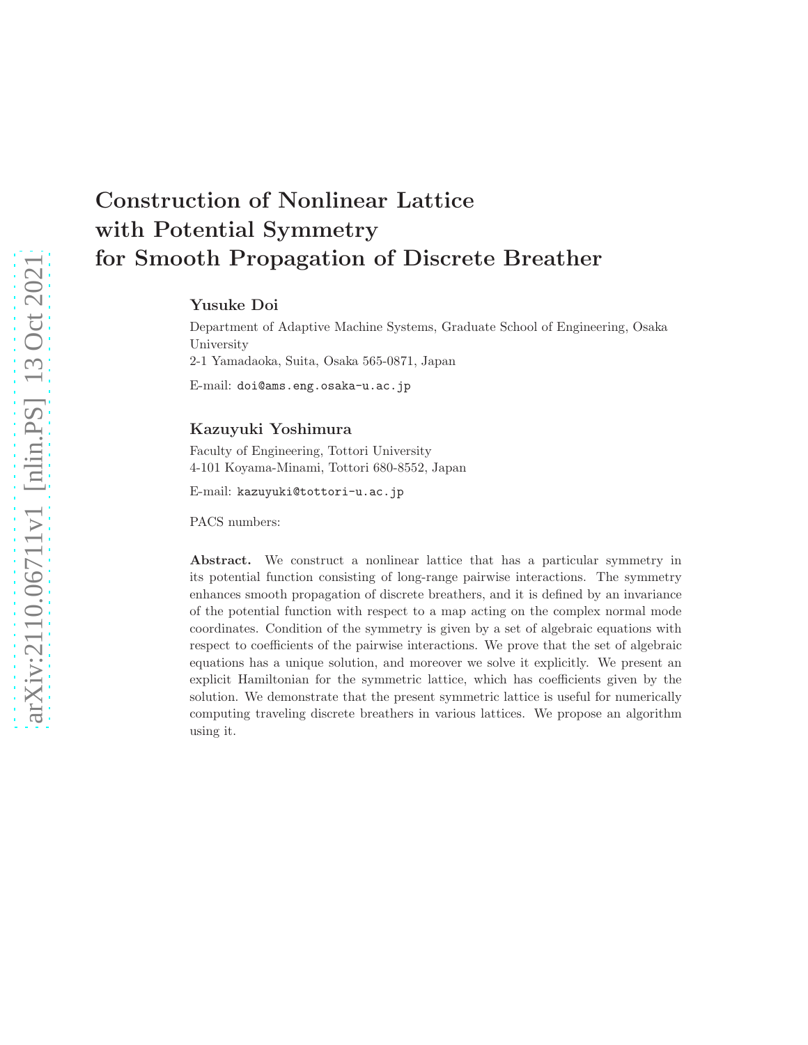# Construction of Nonlinear Lattice with Potential Symmetry for Smooth Propagation of Discrete Breather

**Yusuke Doi**

Department of Adaptive Machine Systems, Graduate School of Engineering, Osaka University
2-1 Yamadaoka, Suita, Osaka 565-0871, Japan

E-mail: doi@ams.eng.osaka-u.ac.jp

**Kazuyuki Yoshimura**

Faculty of Engineering, Tottori University
4-101 Koyama-Minami, Tottori 680-8552, Japan

E-mail: kazuyuki@tottori-u.ac.jp

PACS numbers:

**Abstract.** We construct a nonlinear lattice that has a particular symmetry in its potential function consisting of long-range pairwise interactions. The symmetry enhances smooth propagation of discrete breathers, and it is defined by an invariance of the potential function with respect to a map acting on the complex normal mode coordinates. Condition of the symmetry is given by a set of algebraic equations with respect to coefficients of the pairwise interactions. We prove that the set of algebraic equations has a unique solution, and moreover we solve it explicitly. We present an explicit Hamiltonian for the symmetric lattice, which has coefficients given by the solution. We demonstrate that the present symmetric lattice is useful for numerically computing traveling discrete breathers in various lattices. We propose an algorithm using it.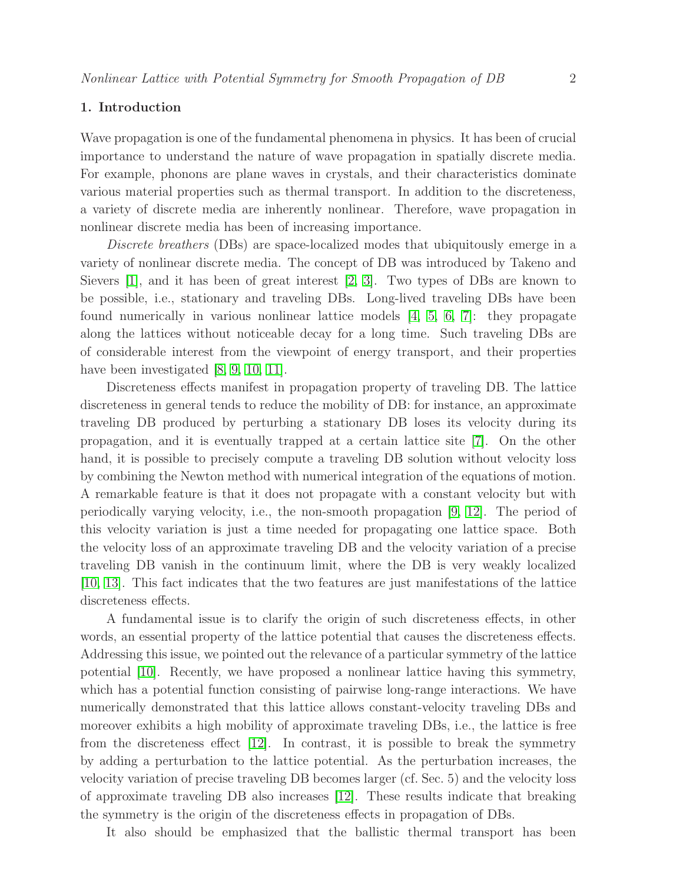## 1. Introduction

Wave propagation is one of the fundamental phenomena in physics. It has been of crucial importance to understand the nature of wave propagation in spatially discrete media. For example, phonons are plane waves in crystals, and their characteristics dominate various material properties such as thermal transport. In addition to the discreteness, a variety of discrete media are inherently nonlinear. Therefore, wave propagation in nonlinear discrete media has been of increasing importance.

*Discrete breathers* (DBs) are space-localized modes that ubiquitously emerge in a variety of nonlinear discrete media. The concept of DB was introduced by Takeno and Sievers [1], and it has been of great interest [2, 3]. Two types of DBs are known to be possible, i.e., stationary and traveling DBs. Long-lived traveling DBs have been found numerically in various nonlinear lattice models [4, 5, 6, 7]: they propagate along the lattices without noticeable decay for a long time. Such traveling DBs are of considerable interest from the viewpoint of energy transport, and their properties have been investigated [8, 9, 10, 11].

Discreteness effects manifest in propagation property of traveling DB. The lattice discreteness in general tends to reduce the mobility of DB: for instance, an approximate traveling DB produced by perturbing a stationary DB loses its velocity during its propagation, and it is eventually trapped at a certain lattice site [7]. On the other hand, it is possible to precisely compute a traveling DB solution without velocity loss by combining the Newton method with numerical integration of the equations of motion. A remarkable feature is that it does not propagate with a constant velocity but with periodically varying velocity, i.e., the non-smooth propagation [9, 12]. The period of this velocity variation is just a time needed for propagating one lattice space. Both the velocity loss of an approximate traveling DB and the velocity variation of a precise traveling DB vanish in the continuum limit, where the DB is very weakly localized [10, 13]. This fact indicates that the two features are just manifestations of the lattice discreteness effects.

A fundamental issue is to clarify the origin of such discreteness effects, in other words, an essential property of the lattice potential that causes the discreteness effects. Addressing this issue, we pointed out the relevance of a particular symmetry of the lattice potential [10]. Recently, we have proposed a nonlinear lattice having this symmetry, which has a potential function consisting of pairwise long-range interactions. We have numerically demonstrated that this lattice allows constant-velocity traveling DBs and moreover exhibits a high mobility of approximate traveling DBs, i.e., the lattice is free from the discreteness effect [12]. In contrast, it is possible to break the symmetry by adding a perturbation to the lattice potential. As the perturbation increases, the velocity variation of precise traveling DB becomes larger (cf. Sec. 5) and the velocity loss of approximate traveling DB also increases [12]. These results indicate that breaking the symmetry is the origin of the discreteness effects in propagation of DBs.

It also should be emphasized that the ballistic thermal transport has been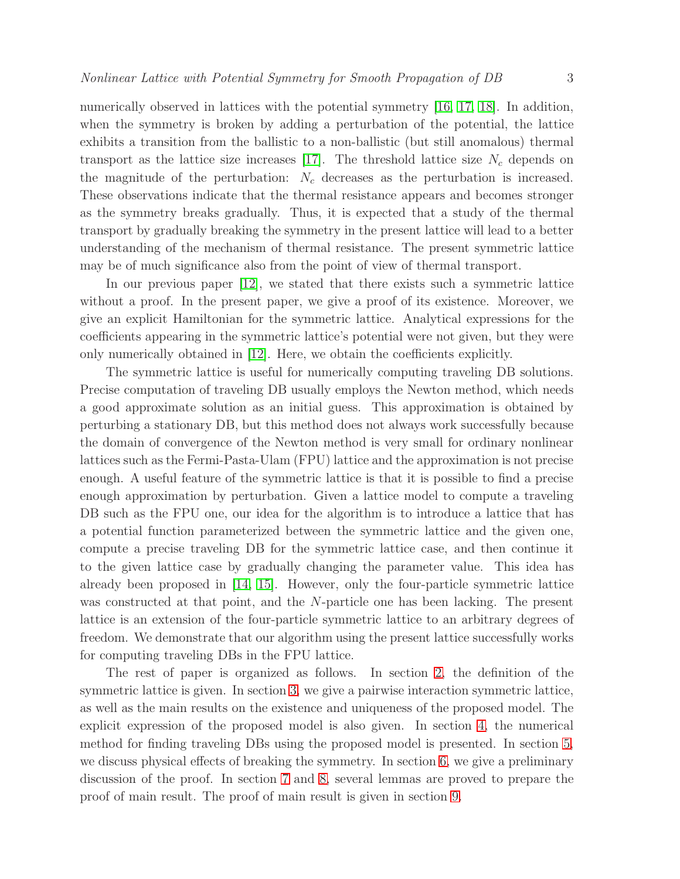numerically observed in lattices with the potential symmetry [16, 17, 18]. In addition, when the symmetry is broken by adding a perturbation of the potential, the lattice exhibits a transition from the ballistic to a non-ballistic (but still anomalous) thermal transport as the lattice size increases [17]. The threshold lattice size $N_c$ depends on the magnitude of the perturbation: $N_c$ decreases as the perturbation is increased. These observations indicate that the thermal resistance appears and becomes stronger as the symmetry breaks gradually. Thus, it is expected that a study of the thermal transport by gradually breaking the symmetry in the present lattice will lead to a better understanding of the mechanism of thermal resistance. The present symmetric lattice may be of much significance also from the point of view of thermal transport.

In our previous paper [12], we stated that there exists such a symmetric lattice without a proof. In the present paper, we give a proof of its existence. Moreover, we give an explicit Hamiltonian for the symmetric lattice. Analytical expressions for the coefficients appearing in the symmetric lattice's potential were not given, but they were only numerically obtained in [12]. Here, we obtain the coefficients explicitly.

The symmetric lattice is useful for numerically computing traveling DB solutions. Precise computation of traveling DB usually employs the Newton method, which needs a good approximate solution as an initial guess. This approximation is obtained by perturbing a stationary DB, but this method does not always work successfully because the domain of convergence of the Newton method is very small for ordinary nonlinear lattices such as the Fermi-Pasta-Ulam (FPU) lattice and the approximation is not precise enough. A useful feature of the symmetric lattice is that it is possible to find a precise enough approximation by perturbation. Given a lattice model to compute a traveling DB such as the FPU one, our idea for the algorithm is to introduce a lattice that has a potential function parameterized between the symmetric lattice and the given one, compute a precise traveling DB for the symmetric lattice case, and then continue it to the given lattice case by gradually changing the parameter value. This idea has already been proposed in [14, 15]. However, only the four-particle symmetric lattice was constructed at that point, and the $N$-particle one has been lacking. The present lattice is an extension of the four-particle symmetric lattice to an arbitrary degrees of freedom. We demonstrate that our algorithm using the present lattice successfully works for computing traveling DBs in the FPU lattice.

The rest of paper is organized as follows. In section 2, the definition of the symmetric lattice is given. In section 3, we give a pairwise interaction symmetric lattice, as well as the main results on the existence and uniqueness of the proposed model. The explicit expression of the proposed model is also given. In section 4, the numerical method for finding traveling DBs using the proposed model is presented. In section 5, we discuss physical effects of breaking the symmetry. In section 6, we give a preliminary discussion of the proof. In section 7 and 8, several lemmas are proved to prepare the proof of main result. The proof of main result is given in section 9.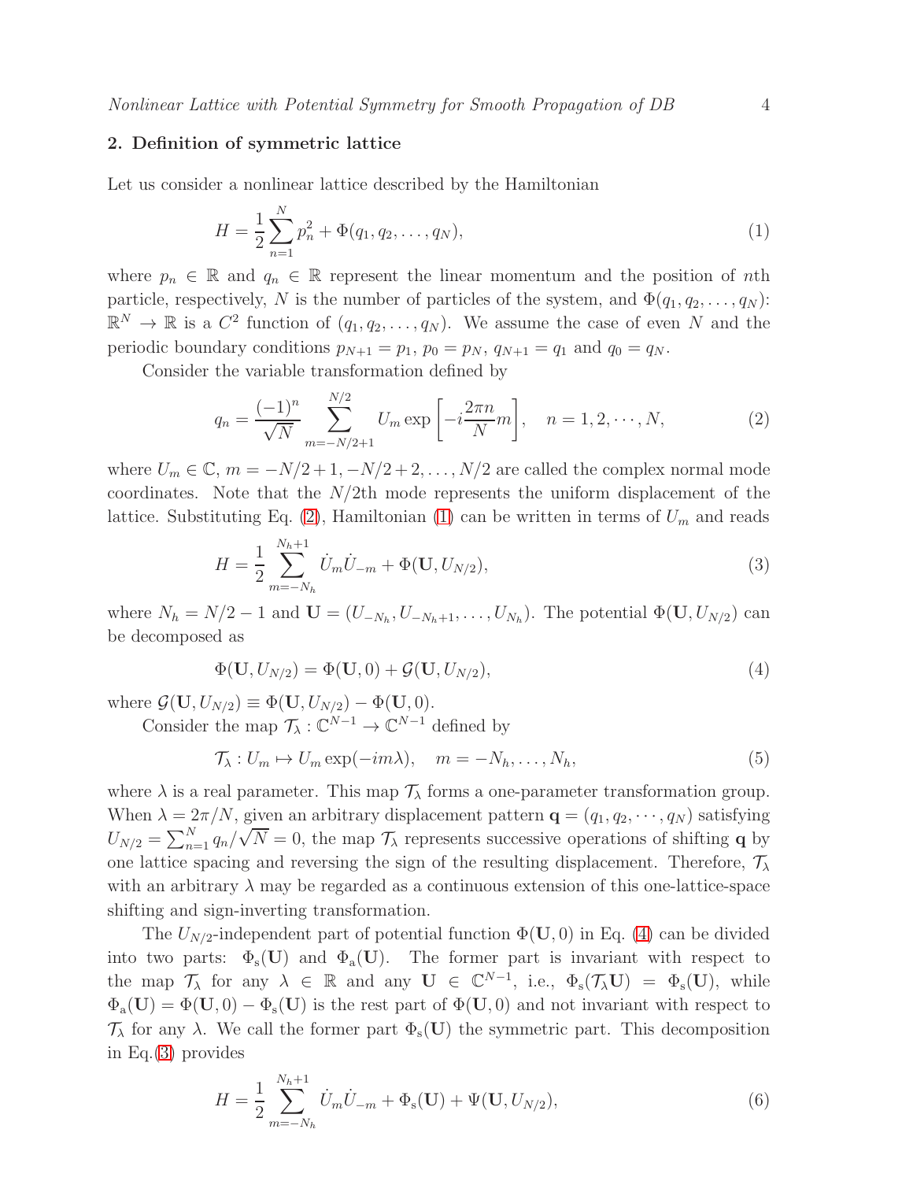## 2. Definition of symmetric lattice

Let us consider a nonlinear lattice described by the Hamiltonian

$$H = \frac{1}{2}\sum_{n=1}^{N} p_n^2 + \Phi(q_1, q_2, \ldots, q_N), \tag{1}$$

where $p_n \in \mathbb{R}$ and $q_n \in \mathbb{R}$ represent the linear momentum and the position of $n$th particle, respectively, $N$ is the number of particles of the system, and $\Phi(q_1, q_2, \ldots, q_N)$: $\mathbb{R}^N \to \mathbb{R}$ is a $C^2$ function of $(q_1, q_2, \ldots, q_N)$. We assume the case of even $N$ and the periodic boundary conditions $p_{N+1} = p_1$, $p_0 = p_N$, $q_{N+1} = q_1$ and $q_0 = q_N$.

Consider the variable transformation defined by

$$q_n = \frac{(-1)^n}{\sqrt{N}} \sum_{m=-N/2+1}^{N/2} U_m \exp\left[-i\frac{2\pi n}{N}m\right], \quad n = 1, 2, \cdots, N, \tag{2}$$

where $U_m \in \mathbb{C}$, $m = -N/2+1, -N/2+2, \ldots, N/2$ are called the complex normal mode coordinates. Note that the $N/2$th mode represents the uniform displacement of the lattice. Substituting Eq. (2), Hamiltonian (1) can be written in terms of $U_m$ and reads

$$H = \frac{1}{2}\sum_{m=-N_h}^{N_h+1} \dot{U}_m \dot{U}_{-m} + \Phi(\mathbf{U}, U_{N/2}), \tag{3}$$

where $N_h = N/2 - 1$ and $\mathbf{U} = (U_{-N_h}, U_{-N_h+1}, \ldots, U_{N_h})$. The potential $\Phi(\mathbf{U}, U_{N/2})$ can be decomposed as

$$\Phi(\mathbf{U}, U_{N/2}) = \Phi(\mathbf{U}, 0) + \mathcal{G}(\mathbf{U}, U_{N/2}), \tag{4}$$

where $\mathcal{G}(\mathbf{U}, U_{N/2}) \equiv \Phi(\mathbf{U}, U_{N/2}) - \Phi(\mathbf{U}, 0)$.

Consider the map $\mathcal{T}_\lambda : \mathbb{C}^{N-1} \to \mathbb{C}^{N-1}$ defined by

$$\mathcal{T}_\lambda : U_m \mapsto U_m \exp(-im\lambda), \quad m = -N_h, \ldots, N_h, \tag{5}$$

where $\lambda$ is a real parameter. This map $\mathcal{T}_\lambda$ forms a one-parameter transformation group. When $\lambda = 2\pi/N$, given an arbitrary displacement pattern $\mathbf{q} = (q_1, q_2, \cdots, q_N)$ satisfying $U_{N/2} = \sum_{n=1}^{N} q_n/\sqrt{N} = 0$, the map $\mathcal{T}_\lambda$ represents successive operations of shifting $\mathbf{q}$ by one lattice spacing and reversing the sign of the resulting displacement. Therefore, $\mathcal{T}_\lambda$ with an arbitrary $\lambda$ may be regarded as a continuous extension of this one-lattice-space shifting and sign-inverting transformation.

The $U_{N/2}$-independent part of potential function $\Phi(\mathbf{U}, 0)$ in Eq. (4) can be divided into two parts: $\Phi_{\mathrm{s}}(\mathbf{U})$ and $\Phi_{\mathrm{a}}(\mathbf{U})$. The former part is invariant with respect to the map $\mathcal{T}_\lambda$ for any $\lambda \in \mathbb{R}$ and any $\mathbf{U} \in \mathbb{C}^{N-1}$, i.e., $\Phi_{\mathrm{s}}(\mathcal{T}_\lambda \mathbf{U}) = \Phi_{\mathrm{s}}(\mathbf{U})$, while $\Phi_{\mathrm{a}}(\mathbf{U}) = \Phi(\mathbf{U}, 0) - \Phi_{\mathrm{s}}(\mathbf{U})$ is the rest part of $\Phi(\mathbf{U}, 0)$ and not invariant with respect to $\mathcal{T}_\lambda$ for any $\lambda$. We call the former part $\Phi_{\mathrm{s}}(\mathbf{U})$ the symmetric part. This decomposition in Eq.(3) provides

$$H = \frac{1}{2}\sum_{m=-N_h}^{N_h+1} \dot{U}_m \dot{U}_{-m} + \Phi_{\mathrm{s}}(\mathbf{U}) + \Psi(\mathbf{U}, U_{N/2}), \tag{6}$$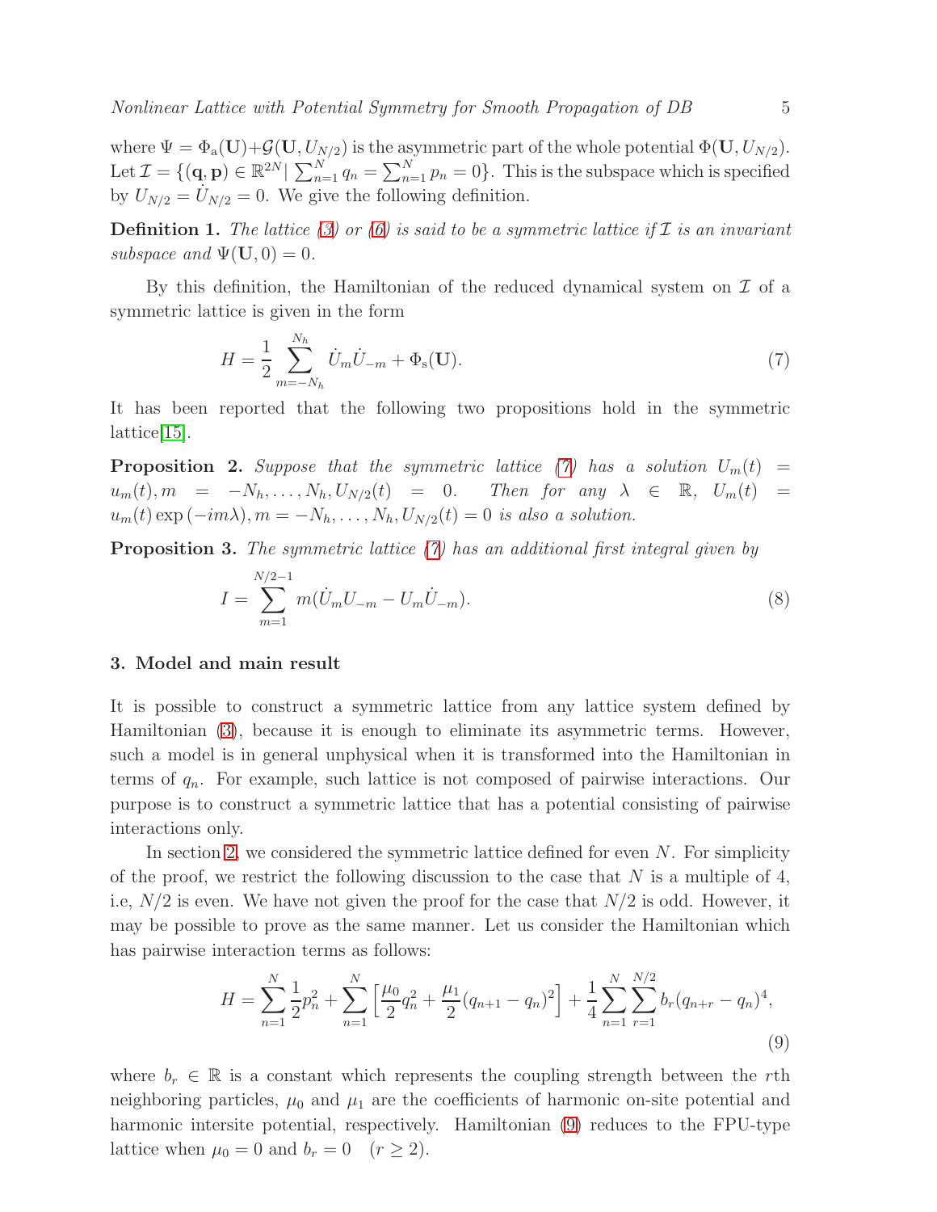where $\Psi = \Phi_{\mathrm{a}}(\mathbf{U}) + \mathcal{G}(\mathbf{U}, U_{N/2})$ is the asymmetric part of the whole potential $\Phi(\mathbf{U}, U_{N/2})$. Let $\mathcal{I} = \{(\mathbf{q}, \mathbf{p}) \in \mathbb{R}^{2N} | \sum_{n=1}^{N} q_n = \sum_{n=1}^{N} p_n = 0\}$. This is the subspace which is specified by $U_{N/2} = \dot{U}_{N/2} = 0$. We give the following definition.

**Definition 1.** *The lattice (3) or (6) is said to be a symmetric lattice if $\mathcal{I}$ is an invariant subspace and $\Psi(\mathbf{U}, 0) = 0$.*

By this definition, the Hamiltonian of the reduced dynamical system on $\mathcal{I}$ of a symmetric lattice is given in the form

$$H = \frac{1}{2} \sum_{m=-N_h}^{N_h} \dot{U}_m \dot{U}_{-m} + \Phi_{\mathrm{s}}(\mathbf{U}). \tag{7}$$

It has been reported that the following two propositions hold in the symmetric lattice[15].

**Proposition 2.** *Suppose that the symmetric lattice (7) has a solution $U_m(t) = u_m(t), m = -N_h, \ldots, N_h, U_{N/2}(t) = 0$. Then for any $\lambda \in \mathbb{R}$, $U_m(t) = u_m(t) \exp(-im\lambda), m = -N_h, \ldots, N_h, U_{N/2}(t) = 0$ is also a solution.*

**Proposition 3.** *The symmetric lattice (7) has an additional first integral given by*

$$I = \sum_{m=1}^{N/2-1} m(\dot{U}_m U_{-m} - U_m \dot{U}_{-m}). \tag{8}$$

## 3. Model and main result

It is possible to construct a symmetric lattice from any lattice system defined by Hamiltonian (3), because it is enough to eliminate its asymmetric terms. However, such a model is in general unphysical when it is transformed into the Hamiltonian in terms of $q_n$. For example, such lattice is not composed of pairwise interactions. Our purpose is to construct a symmetric lattice that has a potential consisting of pairwise interactions only.

In section 2, we considered the symmetric lattice defined for even $N$. For simplicity of the proof, we restrict the following discussion to the case that $N$ is a multiple of 4, i.e, $N/2$ is even. We have not given the proof for the case that $N/2$ is odd. However, it may be possible to prove as the same manner. Let us consider the Hamiltonian which has pairwise interaction terms as follows:

$$H = \sum_{n=1}^{N} \frac{1}{2} p_n^2 + \sum_{n=1}^{N} \left[ \frac{\mu_0}{2} q_n^2 + \frac{\mu_1}{2} (q_{n+1} - q_n)^2 \right] + \frac{1}{4} \sum_{n=1}^{N} \sum_{r=1}^{N/2} b_r (q_{n+r} - q_n)^4, \tag{9}$$

where $b_r \in \mathbb{R}$ is a constant which represents the coupling strength between the $r$th neighboring particles, $\mu_0$ and $\mu_1$ are the coefficients of harmonic on-site potential and harmonic intersite potential, respectively. Hamiltonian (9) reduces to the FPU-type lattice when $\mu_0 = 0$ and $b_r = 0 \quad (r \geq 2)$.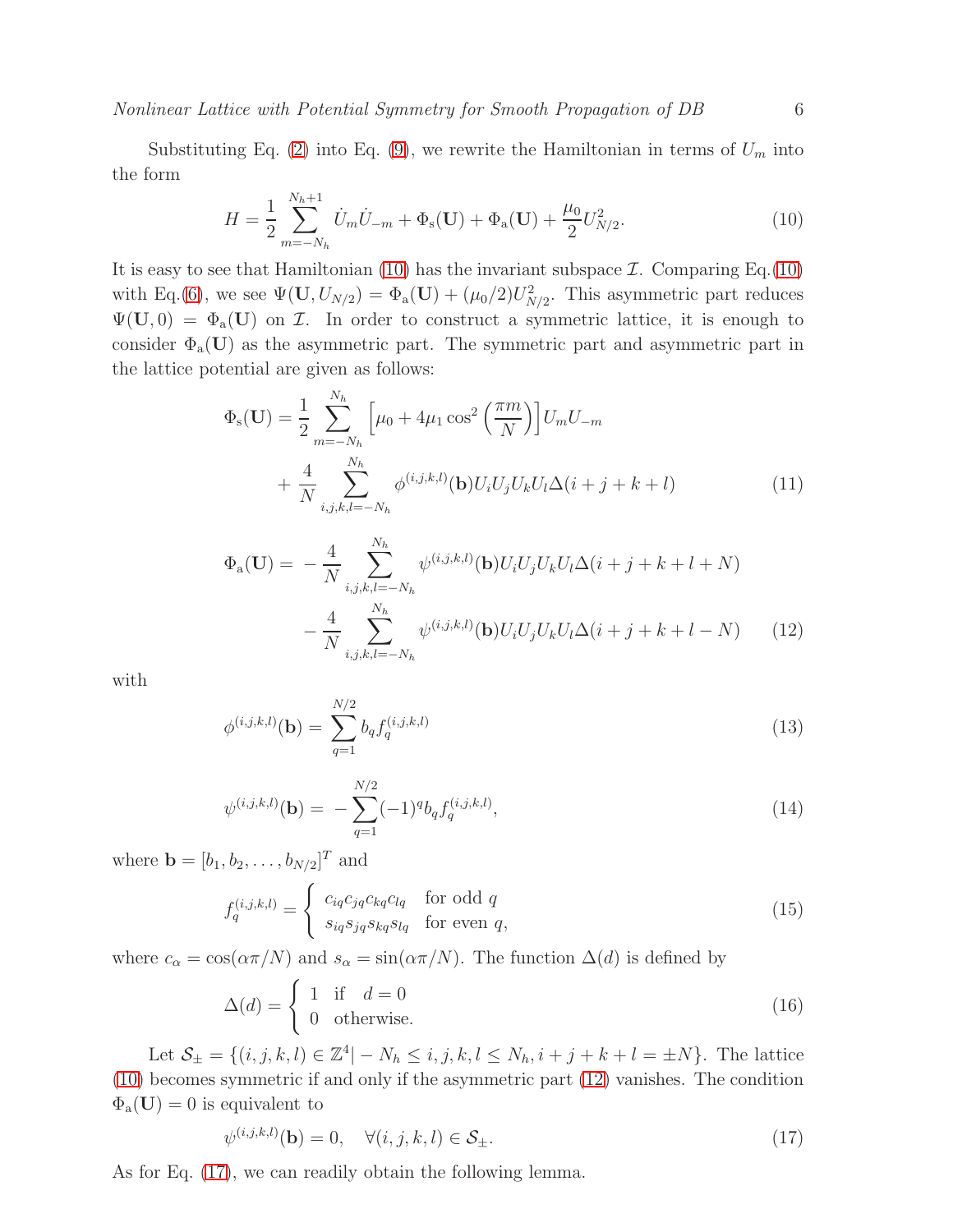Substituting Eq. (2) into Eq. (9), we rewrite the Hamiltonian in terms of $U_m$ into the form

$$H = \frac{1}{2} \sum_{m=-N_h}^{N_h+1} \dot{U}_m \dot{U}_{-m} + \Phi_{\mathrm{s}}(\mathbf{U}) + \Phi_{\mathrm{a}}(\mathbf{U}) + \frac{\mu_0}{2} U_{N/2}^2. \tag{10}$$

It is easy to see that Hamiltonian (10) has the invariant subspace $\mathcal{I}$. Comparing Eq.(10) with Eq.(6), we see $\Psi(\mathbf{U}, U_{N/2}) = \Phi_{\mathrm{a}}(\mathbf{U}) + (\mu_0/2)U_{N/2}^2$. This asymmetric part reduces $\Psi(\mathbf{U}, 0) = \Phi_{\mathrm{a}}(\mathbf{U})$ on $\mathcal{I}$. In order to construct a symmetric lattice, it is enough to consider $\Phi_{\mathrm{a}}(\mathbf{U})$ as the asymmetric part. The symmetric part and asymmetric part in the lattice potential are given as follows:

$$\begin{aligned} \Phi_{\mathrm{s}}(\mathbf{U}) = &\frac{1}{2} \sum_{m=-N_h}^{N_h} \left[ \mu_0 + 4\mu_1 \cos^2\left(\frac{\pi m}{N}\right) \right] U_m U_{-m} \\ &+ \frac{4}{N} \sum_{i,j,k,l=-N_h}^{N_h} \phi^{(i,j,k,l)}(\mathbf{b}) U_i U_j U_k U_l \Delta(i+j+k+l) \end{aligned} \tag{11}$$

$$\begin{aligned} \Phi_{\mathrm{a}}(\mathbf{U}) = &- \frac{4}{N} \sum_{i,j,k,l=-N_h}^{N_h} \psi^{(i,j,k,l)}(\mathbf{b}) U_i U_j U_k U_l \Delta(i+j+k+l+N) \\ &- \frac{4}{N} \sum_{i,j,k,l=-N_h}^{N_h} \psi^{(i,j,k,l)}(\mathbf{b}) U_i U_j U_k U_l \Delta(i+j+k+l-N) \end{aligned} \tag{12}$$

with

$$\phi^{(i,j,k,l)}(\mathbf{b}) = \sum_{q=1}^{N/2} b_q f_q^{(i,j,k,l)} \tag{13}$$

$$\psi^{(i,j,k,l)}(\mathbf{b}) = -\sum_{q=1}^{N/2} (-1)^q b_q f_q^{(i,j,k,l)}, \tag{14}$$

where $\mathbf{b} = [b_1, b_2, \ldots, b_{N/2}]^T$ and

$$f_q^{(i,j,k,l)} = \begin{cases} c_{iq} c_{jq} c_{kq} c_{lq} & \text{for odd } q \\ s_{iq} s_{jq} s_{kq} s_{lq} & \text{for even } q, \end{cases} \tag{15}$$

where $c_\alpha = \cos(\alpha\pi/N)$ and $s_\alpha = \sin(\alpha\pi/N)$. The function $\Delta(d)$ is defined by

$$\Delta(d) = \begin{cases} 1 & \text{if} \quad d = 0 \\ 0 & \text{otherwise.} \end{cases} \tag{16}$$

Let $\mathcal{S}_\pm = \{(i,j,k,l) \in \mathbb{Z}^4 | -N_h \le i,j,k,l \le N_h, i+j+k+l = \pm N\}$. The lattice (10) becomes symmetric if and only if the asymmetric part (12) vanishes. The condition $\Phi_{\mathrm{a}}(\mathbf{U}) = 0$ is equivalent to

$$\psi^{(i,j,k,l)}(\mathbf{b}) = 0, \quad \forall (i,j,k,l) \in \mathcal{S}_\pm. \tag{17}$$

As for Eq. (17), we can readily obtain the following lemma.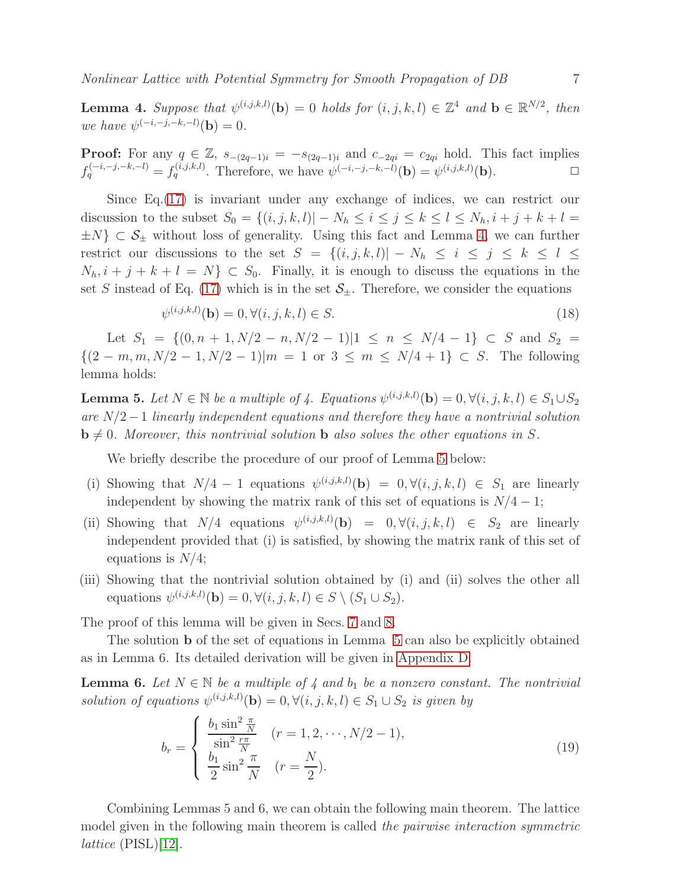**Lemma 4.** *Suppose that $\psi^{(i,j,k,l)}(\mathbf{b}) = 0$ holds for $(i,j,k,l) \in \mathbb{Z}^4$ and $\mathbf{b} \in \mathbb{R}^{N/2}$, then we have $\psi^{(-i,-j,-k,-l)}(\mathbf{b}) = 0$.*

**Proof:** For any $q \in \mathbb{Z}$, $s_{-(2q-1)i} = -s_{(2q-1)i}$ and $c_{-2qi} = c_{2qi}$ hold. This fact implies $f_q^{(-i,-j,-k,-l)} = f_q^{(i,j,k,l)}$. Therefore, we have $\psi^{(-i,-j,-k,-l)}(\mathbf{b}) = \psi^{(i,j,k,l)}(\mathbf{b})$. □

Since Eq.(17) is invariant under any exchange of indices, we can restrict our discussion to the subset $S_0 = \{(i,j,k,l) | -N_h \le i \le j \le k \le l \le N_h, i+j+k+l = \pm N\} \subset \mathcal{S}_\pm$ without loss of generality. Using this fact and Lemma 4, we can further restrict our discussions to the set $S = \{(i,j,k,l) | -N_h \le i \le j \le k \le l \le N_h, i+j+k+l = N\} \subset S_0$. Finally, it is enough to discuss the equations in the set $S$ instead of Eq. (17) which is in the set $\mathcal{S}_\pm$. Therefore, we consider the equations

$$\psi^{(i,j,k,l)}(\mathbf{b}) = 0, \forall (i,j,k,l) \in S. \tag{18}$$

Let $S_1 = \{(0, n+1, N/2-n, N/2-1) | 1 \le n \le N/4-1\} \subset S$ and $S_2 = \{(2-m, m, N/2-1, N/2-1) | m = 1 \text{ or } 3 \le m \le N/4+1\} \subset S$. The following lemma holds:

**Lemma 5.** *Let $N \in \mathbb{N}$ be a multiple of 4. Equations $\psi^{(i,j,k,l)}(\mathbf{b}) = 0, \forall (i,j,k,l) \in S_1 \cup S_2$ are $N/2-1$ linearly independent equations and therefore they have a nontrivial solution $\mathbf{b} \neq 0$. Moreover, this nontrivial solution $\mathbf{b}$ also solves the other equations in $S$.*

We briefly describe the procedure of our proof of Lemma 5 below:

(i) Showing that $N/4-1$ equations $\psi^{(i,j,k,l)}(\mathbf{b}) = 0, \forall (i,j,k,l) \in S_1$ are linearly independent by showing the matrix rank of this set of equations is $N/4-1$;

(ii) Showing that $N/4$ equations $\psi^{(i,j,k,l)}(\mathbf{b}) = 0, \forall (i,j,k,l) \in S_2$ are linearly independent provided that (i) is satisfied, by showing the matrix rank of this set of equations is $N/4$;

(iii) Showing that the nontrivial solution obtained by (i) and (ii) solves the other all equations $\psi^{(i,j,k,l)}(\mathbf{b}) = 0, \forall (i,j,k,l) \in S \setminus (S_1 \cup S_2)$.

The proof of this lemma will be given in Secs. 7 and 8.

The solution $\mathbf{b}$ of the set of equations in Lemma 5 can also be explicitly obtained as in Lemma 6. Its detailed derivation will be given in Appendix D.

**Lemma 6.** *Let $N \in \mathbb{N}$ be a multiple of 4 and $b_1$ be a nonzero constant. The nontrivial solution of equations $\psi^{(i,j,k,l)}(\mathbf{b}) = 0, \forall (i,j,k,l) \in S_1 \cup S_2$ is given by*

$$b_r = \begin{cases} \dfrac{b_1 \sin^2 \frac{\pi}{N}}{\sin^2 \frac{r\pi}{N}} & (r = 1, 2, \cdots, N/2-1), \\[2ex] \dfrac{b_1}{2} \sin^2 \dfrac{\pi}{N} & (r = \dfrac{N}{2}). \end{cases} \tag{19}$$

Combining Lemmas 5 and 6, we can obtain the following main theorem. The lattice model given in the following main theorem is called *the pairwise interaction symmetric lattice* (PISL)[12].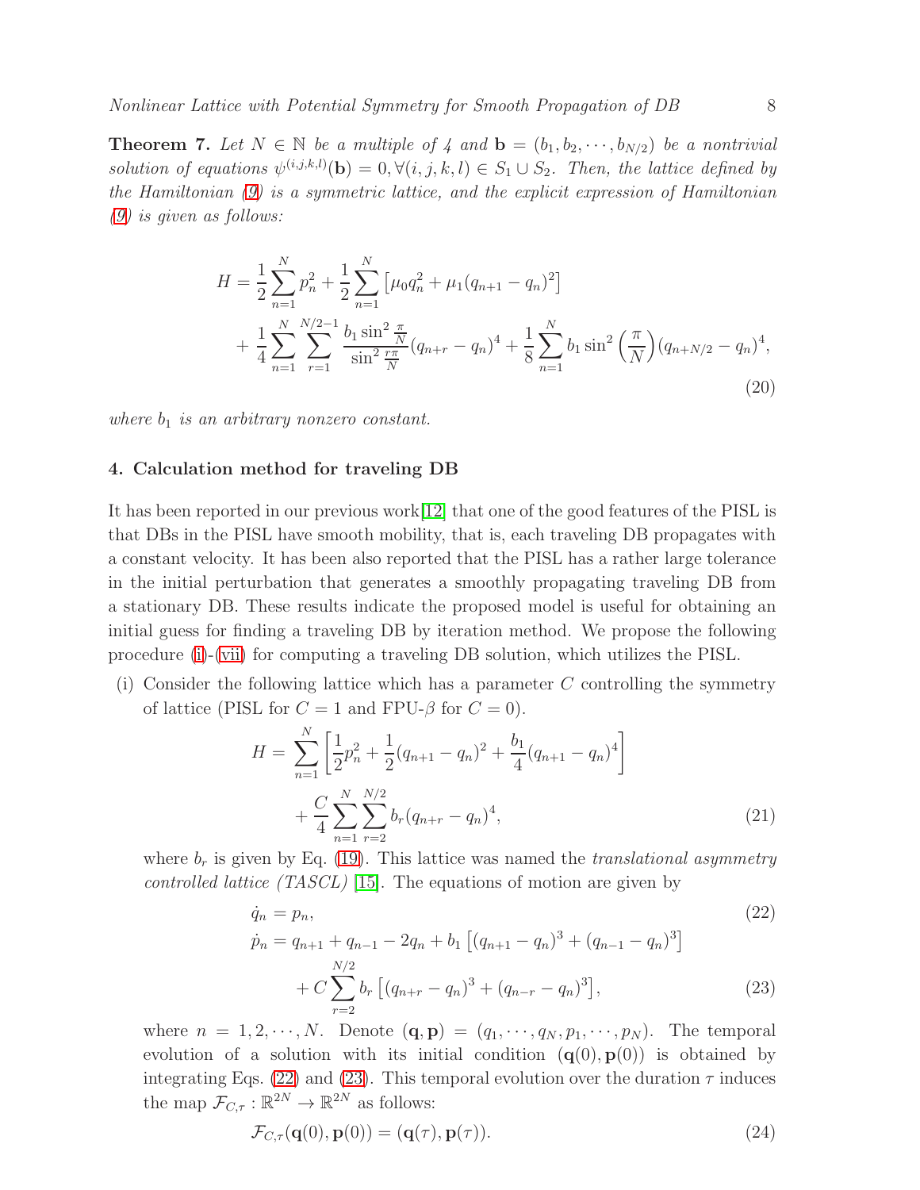**Theorem 7.** *Let $N \in \mathbb{N}$ be a multiple of 4 and $\mathbf{b} = (b_1, b_2, \cdots, b_{N/2})$ be a nontrivial solution of equations $\psi^{(i,j,k,l)}(\mathbf{b}) = 0, \forall (i,j,k,l) \in S_1 \cup S_2$. Then, the lattice defined by the Hamiltonian (9) is a symmetric lattice, and the explicit expression of Hamiltonian (9) is given as follows:*

$$
\begin{aligned}
H = &\frac{1}{2}\sum_{n=1}^{N} p_n^2 + \frac{1}{2}\sum_{n=1}^{N}\left[\mu_0 q_n^2 + \mu_1 (q_{n+1} - q_n)^2\right] \\
&+ \frac{1}{4}\sum_{n=1}^{N}\sum_{r=1}^{N/2-1} \frac{b_1 \sin^2 \frac{\pi}{N}}{\sin^2 \frac{r\pi}{N}} (q_{n+r} - q_n)^4 + \frac{1}{8}\sum_{n=1}^{N} b_1 \sin^2\left(\frac{\pi}{N}\right)(q_{n+N/2} - q_n)^4,
\end{aligned}
\tag{20}
$$

*where $b_1$ is an arbitrary nonzero constant.*

## 4. Calculation method for traveling DB

It has been reported in our previous work[12] that one of the good features of the PISL is that DBs in the PISL have smooth mobility, that is, each traveling DB propagates with a constant velocity. It has been also reported that the PISL has a rather large tolerance in the initial perturbation that generates a smoothly propagating traveling DB from a stationary DB. These results indicate the proposed model is useful for obtaining an initial guess for finding a traveling DB by iteration method. We propose the following procedure (i)-(vii) for computing a traveling DB solution, which utilizes the PISL.

(i) Consider the following lattice which has a parameter $C$ controlling the symmetry of lattice (PISL for $C = 1$ and FPU-$\beta$ for $C = 0$).

$$
\begin{aligned}
H = &\sum_{n=1}^{N}\left[\frac{1}{2}p_n^2 + \frac{1}{2}(q_{n+1} - q_n)^2 + \frac{b_1}{4}(q_{n+1} - q_n)^4\right] \\
&+ \frac{C}{4}\sum_{n=1}^{N}\sum_{r=2}^{N/2} b_r (q_{n+r} - q_n)^4,
\end{aligned}
\tag{21}
$$

where $b_r$ is given by Eq. (19). This lattice was named the *translational asymmetry controlled lattice (TASCL)* [15]. The equations of motion are given by

$$
\dot{q}_n = p_n, \tag{22}
$$

$$
\begin{aligned}
\dot{p}_n = &\, q_{n+1} + q_{n-1} - 2q_n + b_1\left[(q_{n+1} - q_n)^3 + (q_{n-1} - q_n)^3\right] \\
&+ C\sum_{r=2}^{N/2} b_r\left[(q_{n+r} - q_n)^3 + (q_{n-r} - q_n)^3\right],
\end{aligned}
\tag{23}
$$

where $n = 1, 2, \cdots, N$. Denote $(\mathbf{q}, \mathbf{p}) = (q_1, \cdots, q_N, p_1, \cdots, p_N)$. The temporal evolution of a solution with its initial condition $(\mathbf{q}(0), \mathbf{p}(0))$ is obtained by integrating Eqs. (22) and (23). This temporal evolution over the duration $\tau$ induces the map $\mathcal{F}_{C,\tau} : \mathbb{R}^{2N} \to \mathbb{R}^{2N}$ as follows:

$$
\mathcal{F}_{C,\tau}(\mathbf{q}(0), \mathbf{p}(0)) = (\mathbf{q}(\tau), \mathbf{p}(\tau)). \tag{24}
$$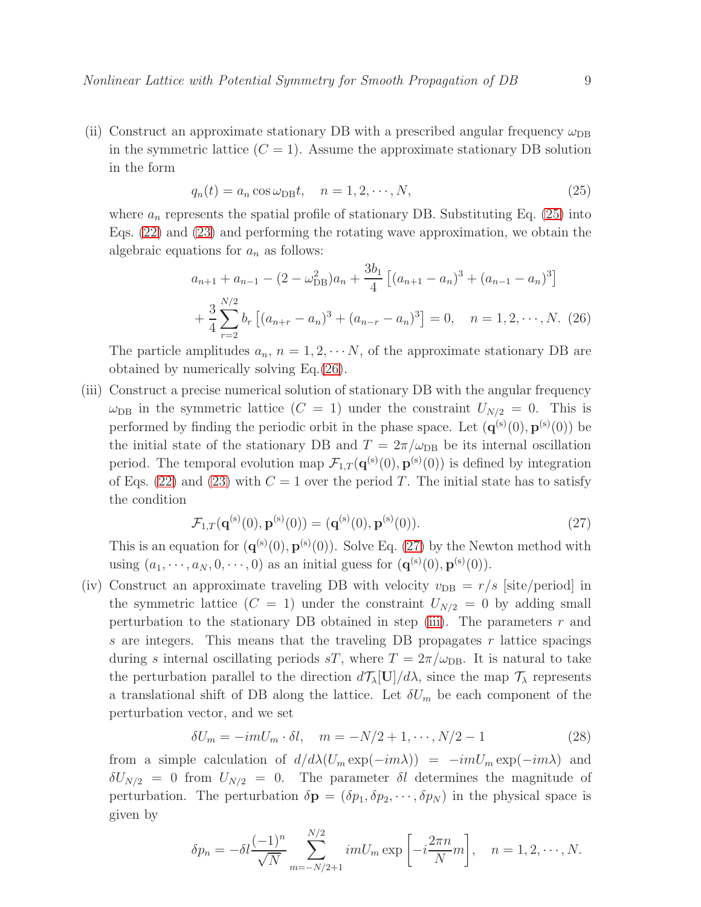(ii) Construct an approximate stationary DB with a prescribed angular frequency $\omega_{\rm DB}$ in the symmetric lattice ($C = 1$). Assume the approximate stationary DB solution in the form

$$q_n(t) = a_n \cos \omega_{\rm DB} t, \quad n = 1, 2, \cdots, N, \tag{25}$$

where $a_n$ represents the spatial profile of stationary DB. Substituting Eq. (25) into Eqs. (22) and (23) and performing the rotating wave approximation, we obtain the algebraic equations for $a_n$ as follows:

$$a_{n+1} + a_{n-1} - (2 - \omega_{\rm DB}^2) a_n + \frac{3b_1}{4}\left[(a_{n+1} - a_n)^3 + (a_{n-1} - a_n)^3\right]$$
$$+ \frac{3}{4}\sum_{r=2}^{N/2} b_r \left[(a_{n+r} - a_n)^3 + (a_{n-r} - a_n)^3\right] = 0, \quad n = 1, 2, \cdots, N. \tag{26}$$

The particle amplitudes $a_n$, $n = 1, 2, \cdots N$, of the approximate stationary DB are obtained by numerically solving Eq.(26).

(iii) Construct a precise numerical solution of stationary DB with the angular frequency $\omega_{\rm DB}$ in the symmetric lattice ($C = 1$) under the constraint $U_{N/2} = 0$. This is performed by finding the periodic orbit in the phase space. Let $(\mathbf{q}^{(\rm s)}(0), \mathbf{p}^{(\rm s)}(0))$ be the initial state of the stationary DB and $T = 2\pi/\omega_{\rm DB}$ be its internal oscillation period. The temporal evolution map $\mathcal{F}_{1,T}(\mathbf{q}^{(\rm s)}(0), \mathbf{p}^{(\rm s)}(0))$ is defined by integration of Eqs. (22) and (23) with $C = 1$ over the period $T$. The initial state has to satisfy the condition

$$\mathcal{F}_{1,T}(\mathbf{q}^{(\rm s)}(0), \mathbf{p}^{(\rm s)}(0)) = (\mathbf{q}^{(\rm s)}(0), \mathbf{p}^{(\rm s)}(0)). \tag{27}$$

This is an equation for $(\mathbf{q}^{(\rm s)}(0), \mathbf{p}^{(\rm s)}(0))$. Solve Eq. (27) by the Newton method with using $(a_1, \cdots, a_N, 0, \cdots, 0)$ as an initial guess for $(\mathbf{q}^{(\rm s)}(0), \mathbf{p}^{(\rm s)}(0))$.

(iv) Construct an approximate traveling DB with velocity $v_{\rm DB} = r/s$ [site/period] in the symmetric lattice ($C = 1$) under the constraint $U_{N/2} = 0$ by adding small perturbation to the stationary DB obtained in step (iii). The parameters $r$ and $s$ are integers. This means that the traveling DB propagates $r$ lattice spacings during $s$ internal oscillating periods $sT$, where $T = 2\pi/\omega_{\rm DB}$. It is natural to take the perturbation parallel to the direction $d\mathcal{T}_\lambda[\mathbf{U}]/d\lambda$, since the map $\mathcal{T}_\lambda$ represents a translational shift of DB along the lattice. Let $\delta U_m$ be each component of the perturbation vector, and we set

$$\delta U_m = -imU_m \cdot \delta l, \quad m = -N/2 + 1, \cdots, N/2 - 1 \tag{28}$$

from a simple calculation of $d/d\lambda(U_m \exp(-im\lambda)) = -imU_m \exp(-im\lambda)$ and $\delta U_{N/2} = 0$ from $U_{N/2} = 0$. The parameter $\delta l$ determines the magnitude of perturbation. The perturbation $\delta \mathbf{p} = (\delta p_1, \delta p_2, \cdots, \delta p_N)$ in the physical space is given by

$$\delta p_n = -\delta l \frac{(-1)^n}{\sqrt{N}} \sum_{m=-N/2+1}^{N/2} imU_m \exp\left[-i\frac{2\pi n}{N} m\right], \quad n = 1, 2, \cdots, N.$$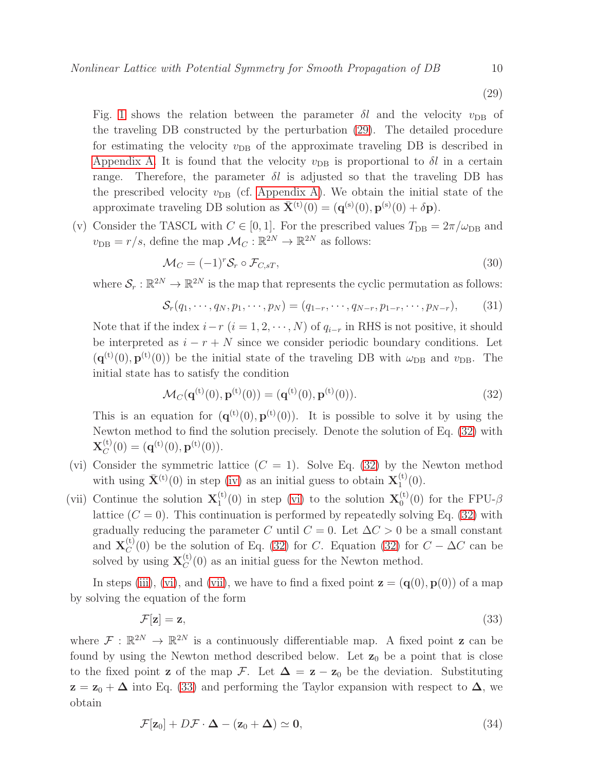(29)

Fig. 1 shows the relation between the parameter $\delta l$ and the velocity $v_{\rm DB}$ of the traveling DB constructed by the perturbation (29). The detailed procedure for estimating the velocity $v_{\rm DB}$ of the approximate traveling DB is described in Appendix A. It is found that the velocity $v_{\rm DB}$ is proportional to $\delta l$ in a certain range. Therefore, the parameter $\delta l$ is adjusted so that the traveling DB has the prescribed velocity $v_{\rm DB}$ (cf. Appendix A). We obtain the initial state of the approximate traveling DB solution as $\bar{\mathbf{X}}^{(\rm t)}(0) = (\mathbf{q}^{(\rm s)}(0), \mathbf{p}^{(\rm s)}(0) + \delta\mathbf{p})$.

(v) Consider the TASCL with $C \in [0, 1]$. For the prescribed values $T_{\rm DB} = 2\pi/\omega_{\rm DB}$ and $v_{\rm DB} = r/s$, define the map $\mathcal{M}_C : \mathbb{R}^{2N} \to \mathbb{R}^{2N}$ as follows:

$$\mathcal{M}_C = (-1)^r \mathcal{S}_r \circ \mathcal{F}_{C,sT}, \tag{30}$$

where $\mathcal{S}_r : \mathbb{R}^{2N} \to \mathbb{R}^{2N}$ is the map that represents the cyclic permutation as follows:

$$\mathcal{S}_r(q_1, \cdots, q_N, p_1, \cdots, p_N) = (q_{1-r}, \cdots, q_{N-r}, p_{1-r}, \cdots, p_{N-r}), \tag{31}$$

Note that if the index $i-r$ ($i = 1, 2, \cdots, N$) of $q_{i-r}$ in RHS is not positive, it should be interpreted as $i - r + N$ since we consider periodic boundary conditions. Let $(\mathbf{q}^{(\rm t)}(0), \mathbf{p}^{(\rm t)}(0))$ be the initial state of the traveling DB with $\omega_{\rm DB}$ and $v_{\rm DB}$. The initial state has to satisfy the condition

$$\mathcal{M}_C(\mathbf{q}^{(\rm t)}(0), \mathbf{p}^{(\rm t)}(0)) = (\mathbf{q}^{(\rm t)}(0), \mathbf{p}^{(\rm t)}(0)). \tag{32}$$

This is an equation for $(\mathbf{q}^{(\rm t)}(0), \mathbf{p}^{(\rm t)}(0))$. It is possible to solve it by using the Newton method to find the solution precisely. Denote the solution of Eq. (32) with $\mathbf{X}_C^{(\rm t)}(0) = (\mathbf{q}^{(\rm t)}(0), \mathbf{p}^{(\rm t)}(0))$.

(vi) Consider the symmetric lattice ($C = 1$). Solve Eq. (32) by the Newton method with using $\bar{\mathbf{X}}^{(\rm t)}(0)$ in step (iv) as an initial guess to obtain $\mathbf{X}_1^{(\rm t)}(0)$.

(vii) Continue the solution $\mathbf{X}_1^{(\rm t)}(0)$ in step (vi) to the solution $\mathbf{X}_0^{(\rm t)}(0)$ for the FPU-$\beta$ lattice ($C = 0$). This continuation is performed by repeatedly solving Eq. (32) with gradually reducing the parameter $C$ until $C = 0$. Let $\Delta C > 0$ be a small constant and $\mathbf{X}_C^{(\rm t)}(0)$ be the solution of Eq. (32) for $C$. Equation (32) for $C - \Delta C$ can be solved by using $\mathbf{X}_C^{(\rm t)}(0)$ as an initial guess for the Newton method.

In steps (iii), (vi), and (vii), we have to find a fixed point $\mathbf{z} = (\mathbf{q}(0), \mathbf{p}(0))$ of a map by solving the equation of the form

$$\mathcal{F}[\mathbf{z}] = \mathbf{z}, \tag{33}$$

where $\mathcal{F} : \mathbb{R}^{2N} \to \mathbb{R}^{2N}$ is a continuously differentiable map. A fixed point $\mathbf{z}$ can be found by using the Newton method described below. Let $\mathbf{z}_0$ be a point that is close to the fixed point $\mathbf{z}$ of the map $\mathcal{F}$. Let $\boldsymbol{\Delta} = \mathbf{z} - \mathbf{z}_0$ be the deviation. Substituting $\mathbf{z} = \mathbf{z}_0 + \boldsymbol{\Delta}$ into Eq. (33) and performing the Taylor expansion with respect to $\boldsymbol{\Delta}$, we obtain

$$\mathcal{F}[\mathbf{z}_0] + D\mathcal{F} \cdot \boldsymbol{\Delta} - (\mathbf{z}_0 + \boldsymbol{\Delta}) \simeq \mathbf{0}, \tag{34}$$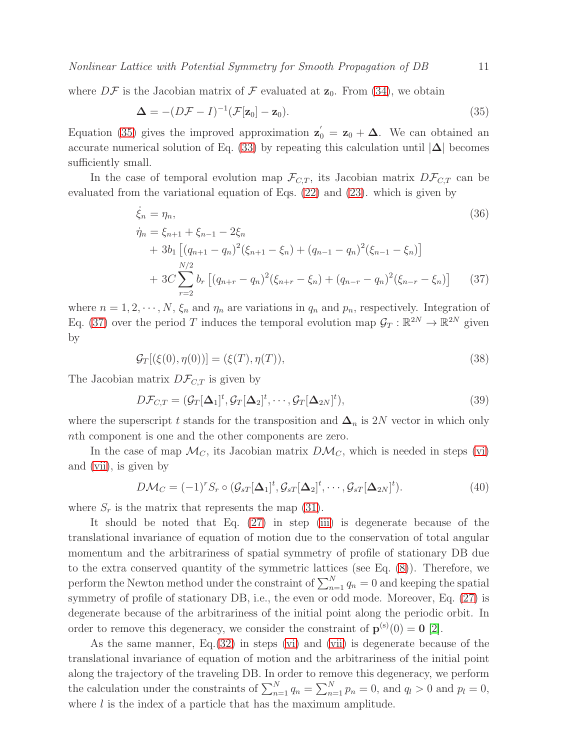where $D\mathcal{F}$ is the Jacobian matrix of $\mathcal{F}$ evaluated at $\mathbf{z}_0$. From (34), we obtain

$$\boldsymbol{\Delta} = -(D\mathcal{F} - I)^{-1}(\mathcal{F}[\mathbf{z}_0] - \mathbf{z}_0). \tag{35}$$

Equation (35) gives the improved approximation $\mathbf{z}_0^{'} = \mathbf{z}_0 + \boldsymbol{\Delta}$. We can obtained an accurate numerical solution of Eq. (33) by repeating this calculation until $|\boldsymbol{\Delta}|$ becomes sufficiently small.

In the case of temporal evolution map $\mathcal{F}_{C,T}$, its Jacobian matrix $D\mathcal{F}_{C,T}$ can be evaluated from the variational equation of Eqs. (22) and (23). which is given by

$$\dot{\xi}_n = \eta_n, \tag{36}$$

$$\begin{aligned}
\dot{\eta}_n &= \xi_{n+1} + \xi_{n-1} - 2\xi_n \\
&\quad + 3b_1\left[(q_{n+1} - q_n)^2(\xi_{n+1} - \xi_n) + (q_{n-1} - q_n)^2(\xi_{n-1} - \xi_n)\right] \\
&\quad + 3C\sum_{r=2}^{N/2} b_r\left[(q_{n+r} - q_n)^2(\xi_{n+r} - \xi_n) + (q_{n-r} - q_n)^2(\xi_{n-r} - \xi_n)\right]
\end{aligned} \tag{37}$$

where $n = 1, 2, \cdots, N$, $\xi_n$ and $\eta_n$ are variations in $q_n$ and $p_n$, respectively. Integration of Eq. (37) over the period $T$ induces the temporal evolution map $\mathcal{G}_T : \mathbb{R}^{2N} \to \mathbb{R}^{2N}$ given by

$$\mathcal{G}_T[(\xi(0), \eta(0))] = (\xi(T), \eta(T)), \tag{38}$$

The Jacobian matrix $D\mathcal{F}_{C,T}$ is given by

$$D\mathcal{F}_{C,T} = (\mathcal{G}_T[\boldsymbol{\Delta}_1]^t, \mathcal{G}_T[\boldsymbol{\Delta}_2]^t, \cdots, \mathcal{G}_T[\boldsymbol{\Delta}_{2N}]^t), \tag{39}$$

where the superscript $t$ stands for the transposition and $\boldsymbol{\Delta}_n$ is $2N$ vector in which only $n$th component is one and the other components are zero.

In the case of map $\mathcal{M}_C$, its Jacobian matrix $D\mathcal{M}_C$, which is needed in steps (vi) and (vii), is given by

$$D\mathcal{M}_C = (-1)^r S_r \circ (\mathcal{G}_{sT}[\boldsymbol{\Delta}_1]^t, \mathcal{G}_{sT}[\boldsymbol{\Delta}_2]^t, \cdots, \mathcal{G}_{sT}[\boldsymbol{\Delta}_{2N}]^t). \tag{40}$$

where $S_r$ is the matrix that represents the map (31).

It should be noted that Eq. (27) in step (iii) is degenerate because of the translational invariance of equation of motion due to the conservation of total angular momentum and the arbitrariness of spatial symmetry of profile of stationary DB due to the extra conserved quantity of the symmetric lattices (see Eq. (8)). Therefore, we perform the Newton method under the constraint of $\sum_{n=1}^{N} q_n = 0$ and keeping the spatial symmetry of profile of stationary DB, i.e., the even or odd mode. Moreover, Eq. (27) is degenerate because of the arbitrariness of the initial point along the periodic orbit. In order to remove this degeneracy, we consider the constraint of $\mathbf{p}^{(s)}(0) = \mathbf{0}$ [2].

As the same manner, Eq.(32) in steps (vi) and (vii) is degenerate because of the translational invariance of equation of motion and the arbitrariness of the initial point along the trajectory of the traveling DB. In order to remove this degeneracy, we perform the calculation under the constraints of $\sum_{n=1}^{N} q_n = \sum_{n=1}^{N} p_n = 0$, and $q_l > 0$ and $p_l = 0$, where $l$ is the index of a particle that has the maximum amplitude.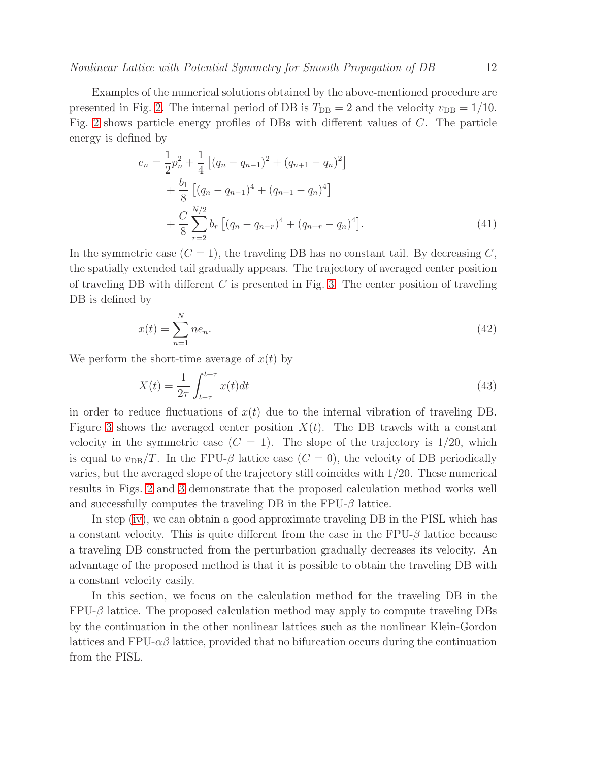Examples of the numerical solutions obtained by the above-mentioned procedure are presented in Fig. 2. The internal period of DB is $T_{\rm DB} = 2$ and the velocity $v_{\rm DB} = 1/10$. Fig. 2 shows particle energy profiles of DBs with different values of $C$. The particle energy is defined by

$$
\begin{aligned}
e_n = &\frac{1}{2}p_n^2 + \frac{1}{4}\left[(q_n - q_{n-1})^2 + (q_{n+1} - q_n)^2\right] \\
&+ \frac{b_1}{8}\left[(q_n - q_{n-1})^4 + (q_{n+1} - q_n)^4\right] \\
&+ \frac{C}{8}\sum_{r=2}^{N/2} b_r \left[(q_n - q_{n-r})^4 + (q_{n+r} - q_n)^4\right].
\end{aligned}
\tag{41}
$$

In the symmetric case ($C = 1$), the traveling DB has no constant tail. By decreasing $C$, the spatially extended tail gradually appears. The trajectory of averaged center position of traveling DB with different $C$ is presented in Fig. 3. The center position of traveling DB is defined by

$$
x(t) = \sum_{n=1}^{N} n e_n. \tag{42}
$$

We perform the short-time average of $x(t)$ by

$$
X(t) = \frac{1}{2\tau}\int_{t-\tau}^{t+\tau} x(t)dt \tag{43}
$$

in order to reduce fluctuations of $x(t)$ due to the internal vibration of traveling DB. Figure 3 shows the averaged center position $X(t)$. The DB travels with a constant velocity in the symmetric case ($C = 1$). The slope of the trajectory is $1/20$, which is equal to $v_{\rm DB}/T$. In the FPU-$\beta$ lattice case ($C = 0$), the velocity of DB periodically varies, but the averaged slope of the trajectory still coincides with $1/20$. These numerical results in Figs. 2 and 3 demonstrate that the proposed calculation method works well and successfully computes the traveling DB in the FPU-$\beta$ lattice.

In step (iv), we can obtain a good approximate traveling DB in the PISL which has a constant velocity. This is quite different from the case in the FPU-$\beta$ lattice because a traveling DB constructed from the perturbation gradually decreases its velocity. An advantage of the proposed method is that it is possible to obtain the traveling DB with a constant velocity easily.

In this section, we focus on the calculation method for the traveling DB in the FPU-$\beta$ lattice. The proposed calculation method may apply to compute traveling DBs by the continuation in the other nonlinear lattices such as the nonlinear Klein-Gordon lattices and FPU-$\alpha\beta$ lattice, provided that no bifurcation occurs during the continuation from the PISL.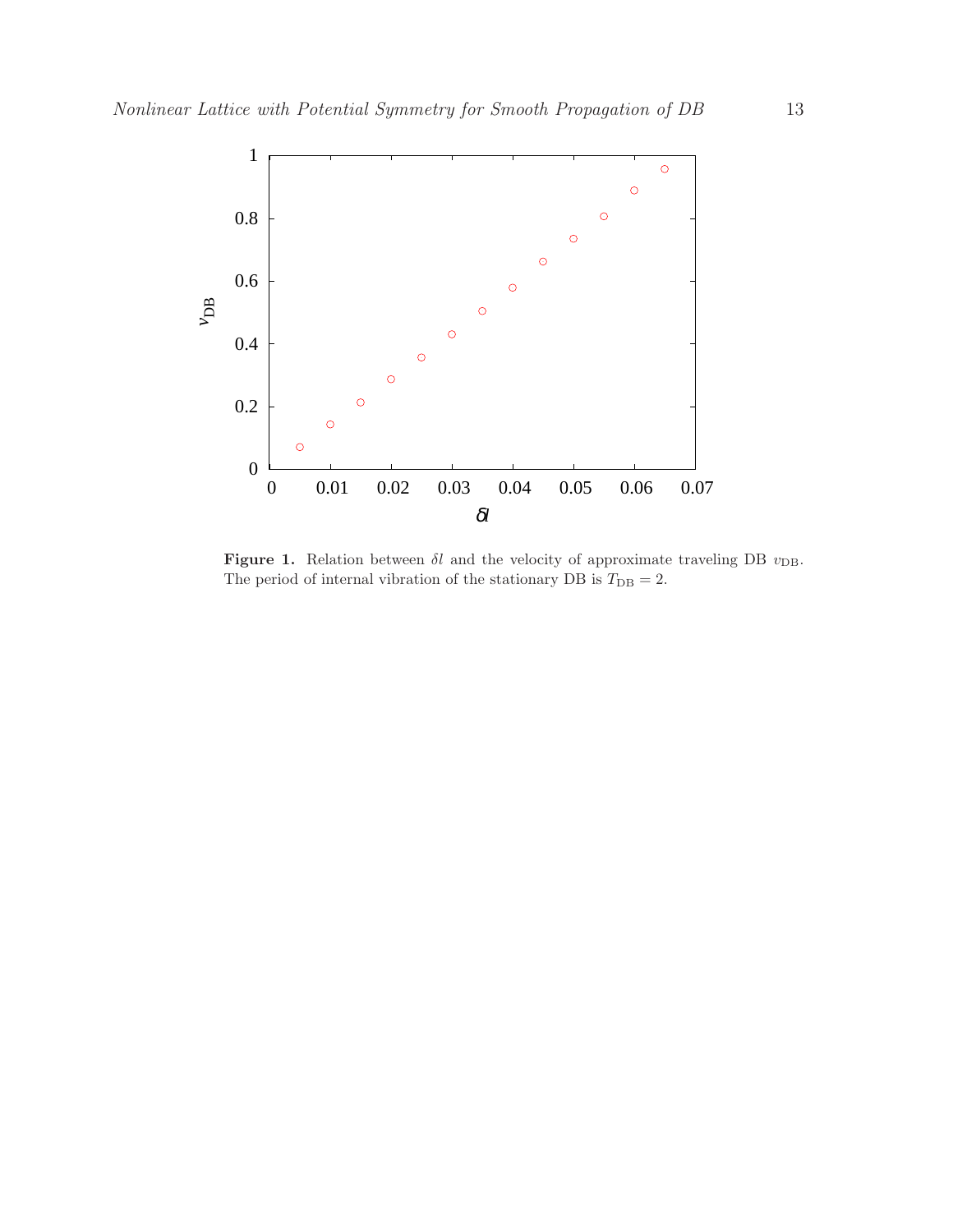**Figure 1.** Relation between $\delta l$ and the velocity of approximate traveling DB $v_{\mathrm{DB}}$. The period of internal vibration of the stationary DB is $T_{\mathrm{DB}} = 2$.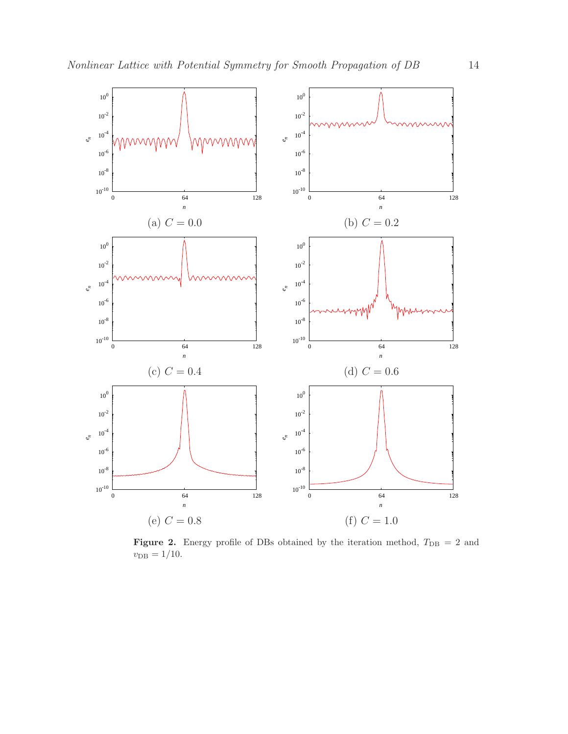(a) $C = 0.0$

(b) $C = 0.2$

(c) $C = 0.4$

(d) $C = 0.6$

(e) $C = 0.8$

(f) $C = 1.0$

**Figure 2.** Energy profile of DBs obtained by the iteration method, $T_{\rm DB} = 2$ and $v_{\rm DB} = 1/10$.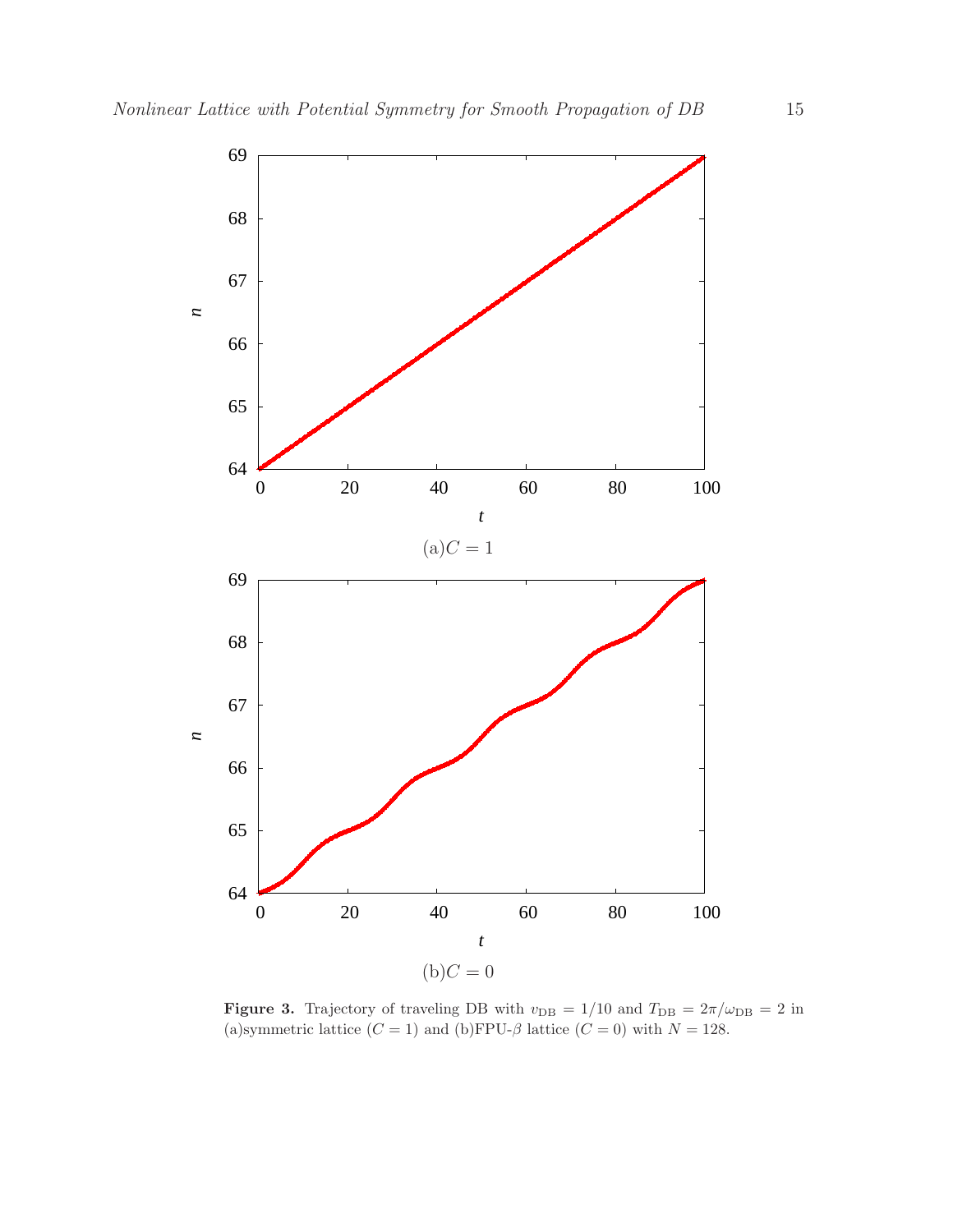(a) $C = 1$

(b) $C = 0$

**Figure 3.** Trajectory of traveling DB with $v_{\mathrm{DB}} = 1/10$ and $T_{\mathrm{DB}} = 2\pi/\omega_{\mathrm{DB}} = 2$ in (a)symmetric lattice ($C = 1$) and (b)FPU-$\beta$ lattice ($C = 0$) with $N = 128$.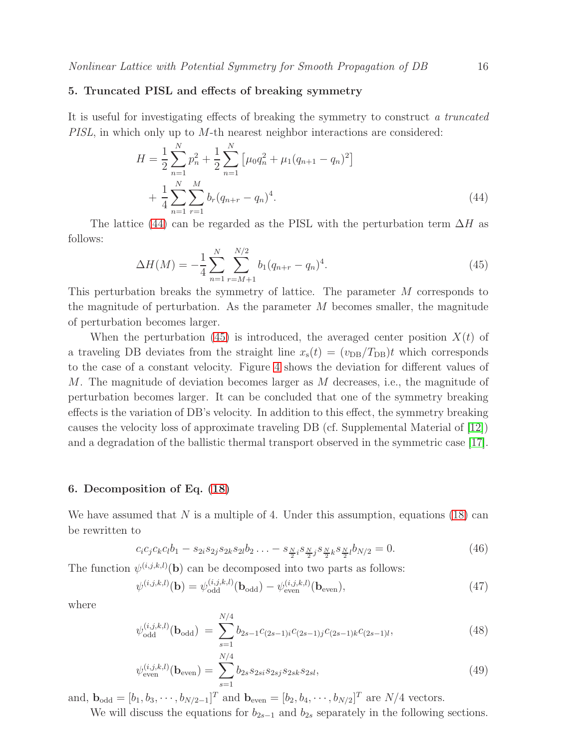## 5. Truncated PISL and effects of breaking symmetry

It is useful for investigating effects of breaking the symmetry to construct *a truncated PISL*, in which only up to $M$-th nearest neighbor interactions are considered:

$$
\begin{aligned}
H &= \frac{1}{2}\sum_{n=1}^{N} p_n^2 + \frac{1}{2}\sum_{n=1}^{N}\left[\mu_0 q_n^2 + \mu_1 (q_{n+1}-q_n)^2\right] \\
&\quad + \frac{1}{4}\sum_{n=1}^{N}\sum_{r=1}^{M} b_r (q_{n+r}-q_n)^4.
\end{aligned} \tag{44}
$$

The lattice (44) can be regarded as the PISL with the perturbation term $\Delta H$ as follows:

$$
\Delta H(M) = -\frac{1}{4}\sum_{n=1}^{N}\sum_{r=M+1}^{N/2} b_1 (q_{n+r}-q_n)^4. \tag{45}
$$

This perturbation breaks the symmetry of lattice. The parameter $M$ corresponds to the magnitude of perturbation. As the parameter $M$ becomes smaller, the magnitude of perturbation becomes larger.

When the perturbation (45) is introduced, the averaged center position $X(t)$ of a traveling DB deviates from the straight line $x_{\mathrm{s}}(t) = (v_{\mathrm{DB}}/T_{\mathrm{DB}})t$ which corresponds to the case of a constant velocity. Figure 4 shows the deviation for different values of $M$. The magnitude of deviation becomes larger as $M$ decreases, i.e., the magnitude of perturbation becomes larger. It can be concluded that one of the symmetry breaking effects is the variation of DB's velocity. In addition to this effect, the symmetry breaking causes the velocity loss of approximate traveling DB (cf. Supplemental Material of [12]) and a degradation of the ballistic thermal transport observed in the symmetric case [17].

## 6. Decomposition of Eq. (18)

We have assumed that $N$ is a multiple of 4. Under this assumption, equations (18) can be rewritten to

$$
c_i c_j c_k c_l b_1 - s_{2i}s_{2j}s_{2k}s_{2l}b_2 \ldots - s_{\frac{N}{2}i}s_{\frac{N}{2}j}s_{\frac{N}{2}k}s_{\frac{N}{2}l}b_{N/2} = 0. \tag{46}
$$

The function $\psi^{(i,j,k,l)}(\mathbf{b})$ can be decomposed into two parts as follows:

$$
\psi^{(i,j,k,l)}(\mathbf{b}) = \psi^{(i,j,k,l)}_{\mathrm{odd}}(\mathbf{b}_{\mathrm{odd}}) - \psi^{(i,j,k,l)}_{\mathrm{even}}(\mathbf{b}_{\mathrm{even}}), \tag{47}
$$

where

$$
\psi^{(i,j,k,l)}_{\mathrm{odd}}(\mathbf{b}_{\mathrm{odd}}) = \sum_{s=1}^{N/4} b_{2s-1}c_{(2s-1)i}c_{(2s-1)j}c_{(2s-1)k}c_{(2s-1)l}, \tag{48}
$$

$$
\psi^{(i,j,k,l)}_{\mathrm{even}}(\mathbf{b}_{\mathrm{even}}) = \sum_{s=1}^{N/4} b_{2s}s_{2si}s_{2sj}s_{2sk}s_{2sl}, \tag{49}
$$

and, $\mathbf{b}_{\mathrm{odd}} = [b_1, b_3, \cdots, b_{N/2-1}]^T$ and $\mathbf{b}_{\mathrm{even}} = [b_2, b_4, \cdots, b_{N/2}]^T$ are $N/4$ vectors.

We will discuss the equations for $b_{2s-1}$ and $b_{2s}$ separately in the following sections.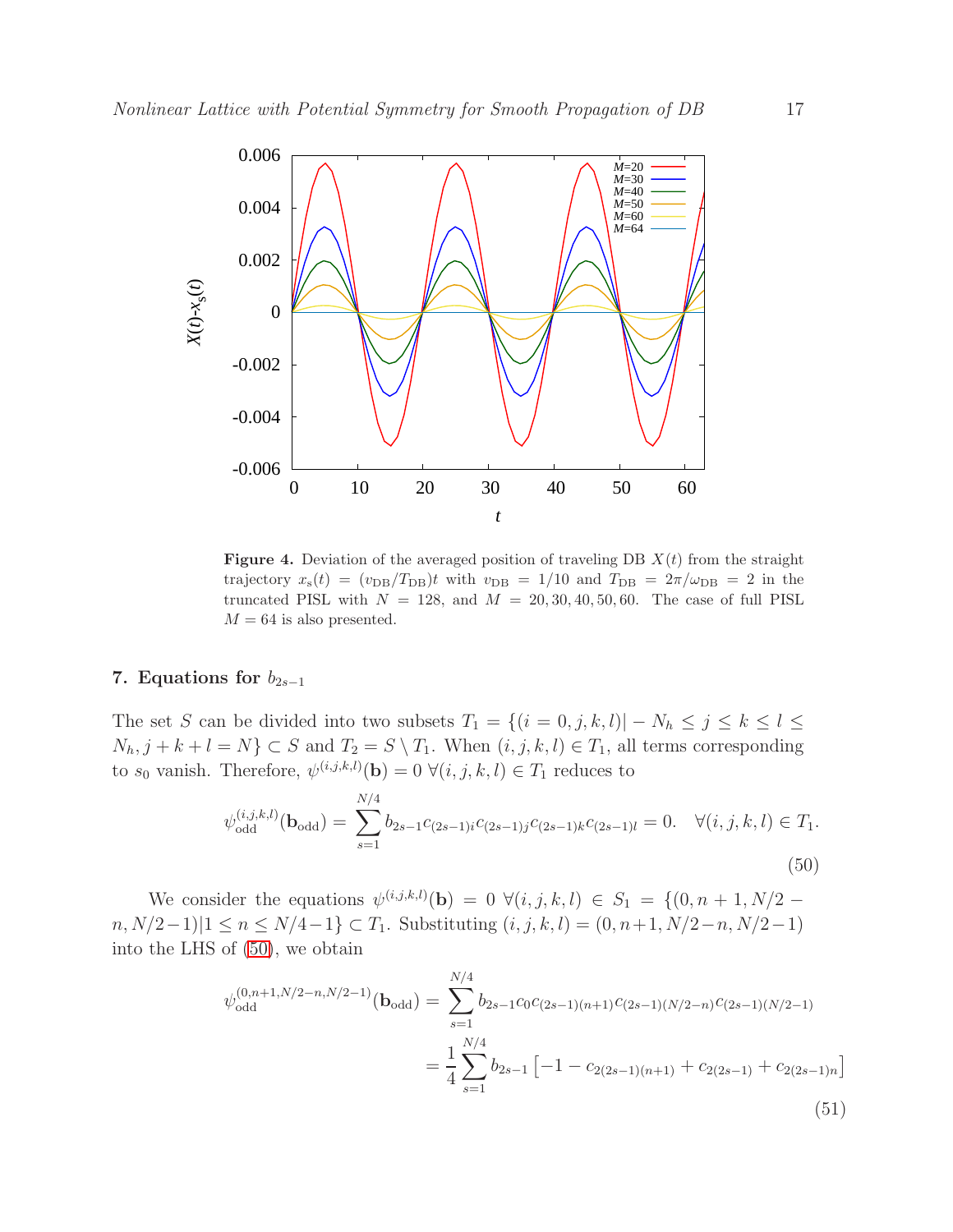**Figure 4.** Deviation of the averaged position of traveling DB $X(t)$ from the straight trajectory $x_{\rm s}(t) = (v_{\rm DB}/T_{\rm DB})t$ with $v_{\rm DB} = 1/10$ and $T_{\rm DB} = 2\pi/\omega_{\rm DB} = 2$ in the truncated PISL with $N = 128$, and $M = 20, 30, 40, 50, 60$. The case of full PISL $M = 64$ is also presented.

## 7. Equations for $b_{2s-1}$

The set $S$ can be divided into two subsets $T_1 = \{(i = 0, j, k, l)| - N_h \le j \le k \le l \le N_h, j + k + l = N\} \subset S$ and $T_2 = S \setminus T_1$. When $(i, j, k, l) \in T_1$, all terms corresponding to $s_0$ vanish. Therefore, $\psi^{(i,j,k,l)}(\mathbf{b}) = 0 \ \forall (i, j, k, l) \in T_1$ reduces to

$$\psi_{\rm odd}^{(i,j,k,l)}(\mathbf{b}_{\rm odd}) = \sum_{s=1}^{N/4} b_{2s-1} c_{(2s-1)i} c_{(2s-1)j} c_{(2s-1)k} c_{(2s-1)l} = 0. \quad \forall (i, j, k, l) \in T_1. \tag{50}$$

We consider the equations $\psi^{(i,j,k,l)}(\mathbf{b}) = 0 \ \forall (i, j, k, l) \in S_1 = \{(0, n+1, N/2 - n, N/2 - 1) | 1 \le n \le N/4 - 1\} \subset T_1$. Substituting $(i, j, k, l) = (0, n+1, N/2-n, N/2-1)$ into the LHS of (50), we obtain

$$\begin{aligned}
\psi_{\rm odd}^{(0,n+1,N/2-n,N/2-1)}(\mathbf{b}_{\rm odd}) &= \sum_{s=1}^{N/4} b_{2s-1} c_0 c_{(2s-1)(n+1)} c_{(2s-1)(N/2-n)} c_{(2s-1)(N/2-1)} \\
&= \frac{1}{4} \sum_{s=1}^{N/4} b_{2s-1} \left[ -1 - c_{2(2s-1)(n+1)} + c_{2(2s-1)} + c_{2(2s-1)n} \right]
\end{aligned} \tag{51}$$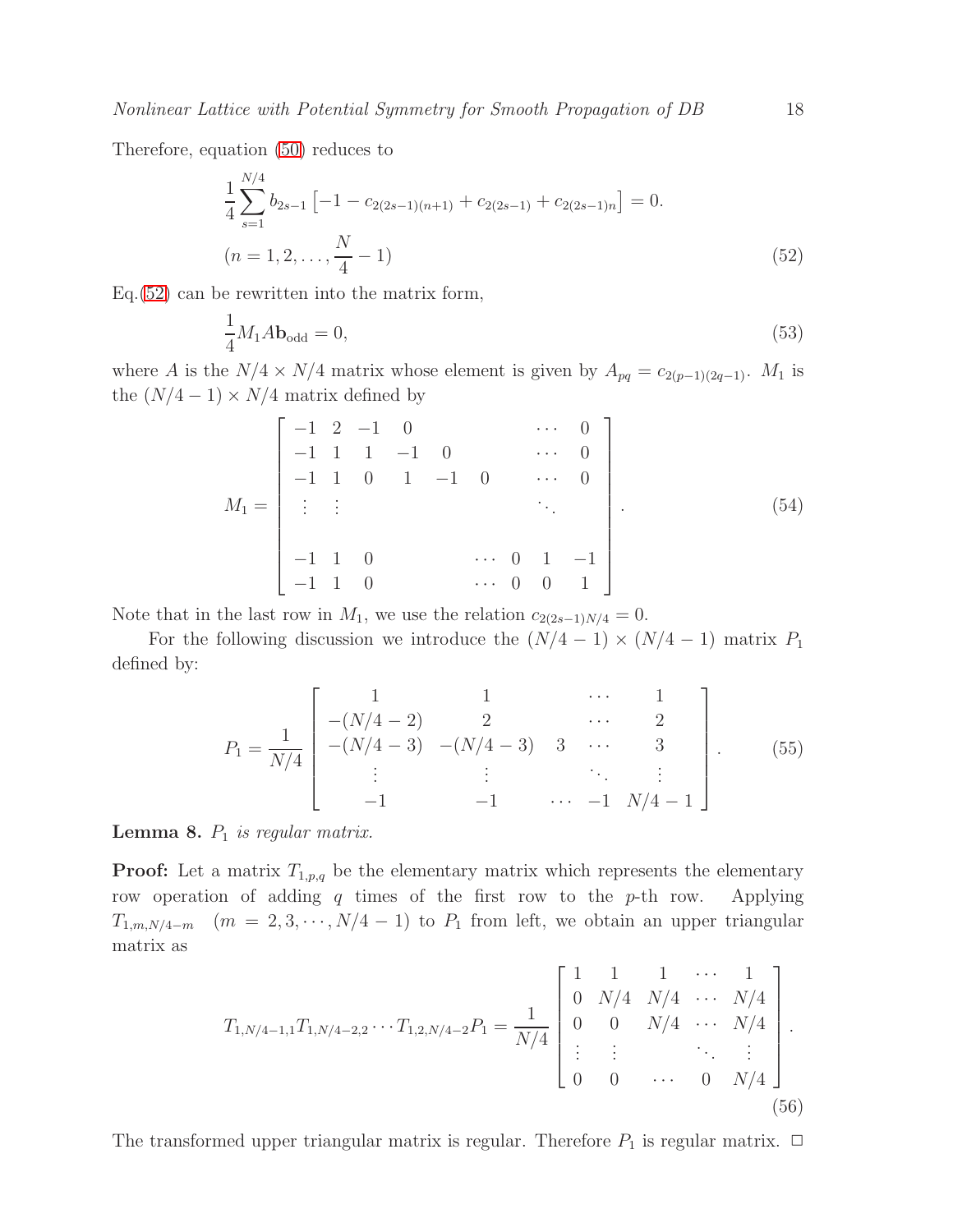Therefore, equation (50) reduces to

$$\frac{1}{4}\sum_{s=1}^{N/4} b_{2s-1}\left[-1 - c_{2(2s-1)(n+1)} + c_{2(2s-1)} + c_{2(2s-1)n}\right] = 0.$$
$$(n = 1, 2, \ldots, \frac{N}{4} - 1) \tag{52}$$

Eq.(52) can be rewritten into the matrix form,

$$\frac{1}{4}M_1 A\mathbf{b}_{\text{odd}} = 0, \tag{53}$$

where $A$ is the $N/4 \times N/4$ matrix whose element is given by $A_{pq} = c_{2(p-1)(2q-1)}$. $M_1$ is the $(N/4-1) \times N/4$ matrix defined by

$$M_1 = \begin{bmatrix} -1 & 2 & -1 & 0 & & & \cdots & 0 \\ -1 & 1 & 1 & -1 & 0 & & \cdots & 0 \\ -1 & 1 & 0 & 1 & -1 & 0 & \cdots & 0 \\ \vdots & \vdots & & & & & \ddots & \\ & & & & & & & \\ -1 & 1 & 0 & & \cdots & 0 & 1 & -1 \\ -1 & 1 & 0 & & \cdots & 0 & 0 & 1 \end{bmatrix}. \tag{54}$$

Note that in the last row in $M_1$, we use the relation $c_{2(2s-1)N/4} = 0$.

For the following discussion we introduce the $(N/4-1) \times (N/4-1)$ matrix $P_1$ defined by:

$$P_1 = \frac{1}{N/4}\begin{bmatrix} 1 & 1 & & \cdots & 1 \\ -(N/4-2) & 2 & & \cdots & 2 \\ -(N/4-3) & -(N/4-3) & 3 & \cdots & 3 \\ \vdots & \vdots & & \ddots & \vdots \\ -1 & -1 & \cdots & -1 & N/4-1 \end{bmatrix}. \tag{55}$$

**Lemma 8.** *$P_1$ is regular matrix.*

**Proof:** Let a matrix $T_{1,p,q}$ be the elementary matrix which represents the elementary row operation of adding $q$ times of the first row to the $p$-th row. Applying $T_{1,m,N/4-m}$ $(m = 2, 3, \cdots, N/4-1)$ to $P_1$ from left, we obtain an upper triangular matrix as

$$T_{1,N/4-1,1}T_{1,N/4-2,2}\cdots T_{1,2,N/4-2}P_1 = \frac{1}{N/4}\begin{bmatrix} 1 & 1 & 1 & \cdots & 1 \\ 0 & N/4 & N/4 & \cdots & N/4 \\ 0 & 0 & N/4 & \cdots & N/4 \\ \vdots & \vdots & & \ddots & \vdots \\ 0 & 0 & \cdots & 0 & N/4 \end{bmatrix}. \tag{56}$$

The transformed upper triangular matrix is regular. Therefore $P_1$ is regular matrix. $\square$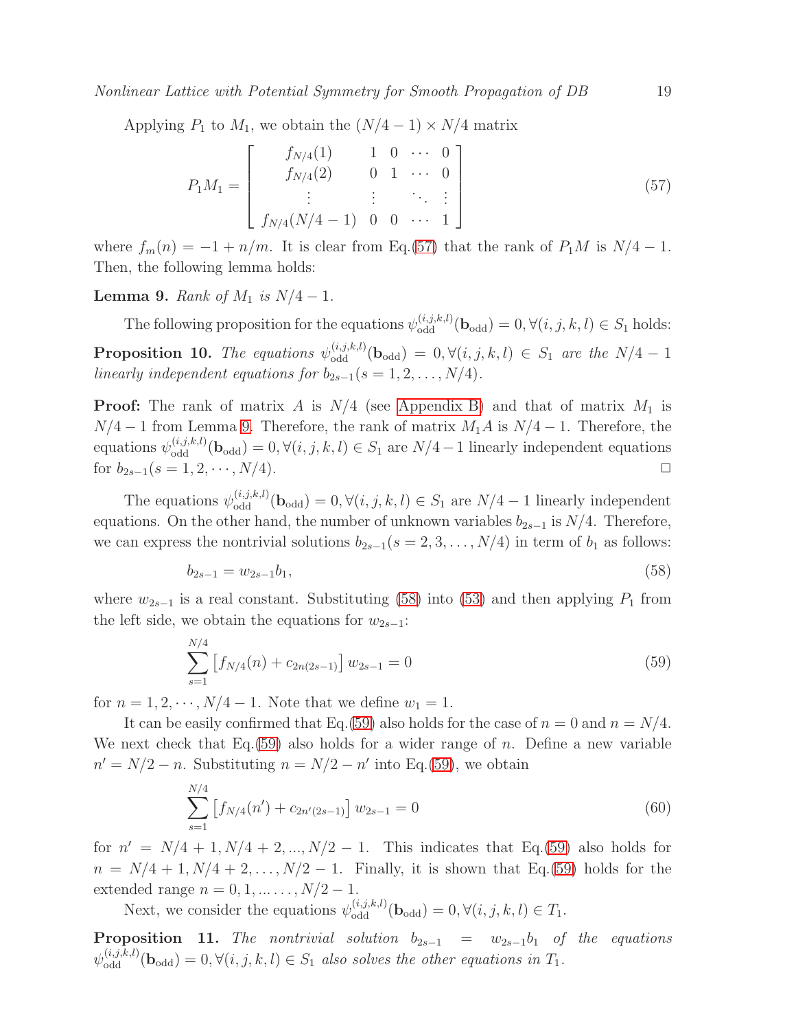Applying $P_1$ to $M_1$, we obtain the $(N/4-1) \times N/4$ matrix

$$
P_1 M_1 = \begin{bmatrix} f_{N/4}(1) & 1 & 0 & \cdots & 0 \\ f_{N/4}(2) & 0 & 1 & \cdots & 0 \\ \vdots & \vdots & & \ddots & \vdots \\ f_{N/4}(N/4-1) & 0 & 0 & \cdots & 1 \end{bmatrix} \tag{57}
$$

where $f_m(n) = -1 + n/m$. It is clear from Eq.(57) that the rank of $P_1 M$ is $N/4-1$. Then, the following lemma holds:

**Lemma 9.** *Rank of $M_1$ is $N/4-1$.*

The following proposition for the equations $\psi_{\mathrm{odd}}^{(i,j,k,l)}(\mathbf{b}_{\mathrm{odd}}) = 0, \forall (i,j,k,l) \in S_1$ holds:

**Proposition 10.** *The equations $\psi_{\mathrm{odd}}^{(i,j,k,l)}(\mathbf{b}_{\mathrm{odd}}) = 0, \forall (i,j,k,l) \in S_1$ are the $N/4-1$ linearly independent equations for $b_{2s-1} (s = 1, 2, \ldots, N/4)$.*

**Proof:** The rank of matrix $A$ is $N/4$ (see Appendix B) and that of matrix $M_1$ is $N/4-1$ from Lemma 9. Therefore, the rank of matrix $M_1 A$ is $N/4-1$. Therefore, the equations $\psi_{\mathrm{odd}}^{(i,j,k,l)}(\mathbf{b}_{\mathrm{odd}}) = 0, \forall (i,j,k,l) \in S_1$ are $N/4-1$ linearly independent equations for $b_{2s-1} (s = 1, 2, \cdots, N/4)$. □

The equations $\psi_{\mathrm{odd}}^{(i,j,k,l)}(\mathbf{b}_{\mathrm{odd}}) = 0, \forall (i,j,k,l) \in S_1$ are $N/4-1$ linearly independent equations. On the other hand, the number of unknown variables $b_{2s-1}$ is $N/4$. Therefore, we can express the nontrivial solutions $b_{2s-1} (s = 2, 3, \ldots, N/4)$ in term of $b_1$ as follows:

$$
b_{2s-1} = w_{2s-1} b_1, \tag{58}
$$

where $w_{2s-1}$ is a real constant. Substituting (58) into (53) and then applying $P_1$ from the left side, we obtain the equations for $w_{2s-1}$:

$$
\sum_{s=1}^{N/4} \left[ f_{N/4}(n) + c_{2n(2s-1)} \right] w_{2s-1} = 0 \tag{59}
$$

for $n = 1, 2, \cdots, N/4-1$. Note that we define $w_1 = 1$.

It can be easily confirmed that Eq.(59) also holds for the case of $n = 0$ and $n = N/4$. We next check that Eq.(59) also holds for a wider range of $n$. Define a new variable $n' = N/2 - n$. Substituting $n = N/2 - n'$ into Eq.(59), we obtain

$$
\sum_{s=1}^{N/4} \left[ f_{N/4}(n') + c_{2n'(2s-1)} \right] w_{2s-1} = 0 \tag{60}
$$

for $n' = N/4+1, N/4+2, ..., N/2-1$. This indicates that Eq.(59) also holds for $n = N/4+1, N/4+2, \ldots, N/2-1$. Finally, it is shown that Eq.(59) holds for the extended range $n = 0, 1, ... \ldots, N/2-1$.

Next, we consider the equations $\psi_{\mathrm{odd}}^{(i,j,k,l)}(\mathbf{b}_{\mathrm{odd}}) = 0, \forall (i,j,k,l) \in T_1$.

**Proposition 11.** *The nontrivial solution $b_{2s-1} = w_{2s-1} b_1$ of the equations $\psi_{\mathrm{odd}}^{(i,j,k,l)}(\mathbf{b}_{\mathrm{odd}}) = 0, \forall (i,j,k,l) \in S_1$ also solves the other equations in $T_1$.*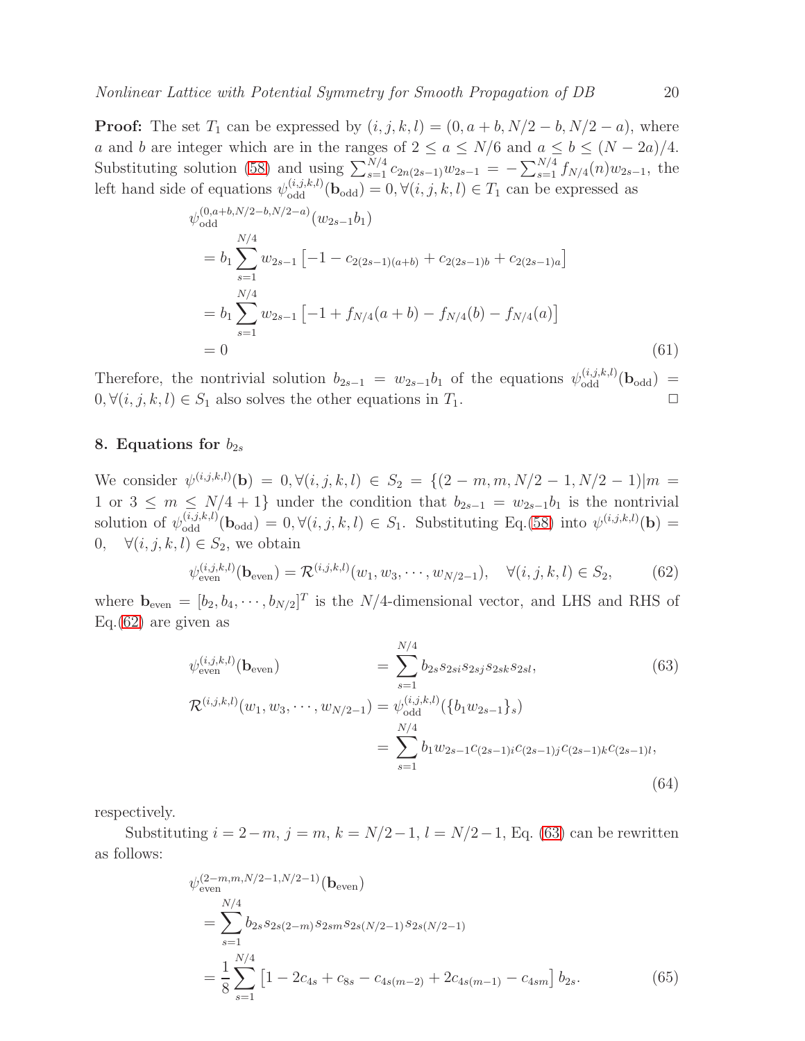**Proof:** The set $T_1$ can be expressed by $(i, j, k, l) = (0, a+b, N/2-b, N/2-a)$, where $a$ and $b$ are integer which are in the ranges of $2 \le a \le N/6$ and $a \le b \le (N-2a)/4$. Substituting solution (58) and using $\sum_{s=1}^{N/4} c_{2n(2s-1)} w_{2s-1} = -\sum_{s=1}^{N/4} f_{N/4}(n) w_{2s-1}$, the left hand side of equations $\psi_{\rm odd}^{(i,j,k,l)}(\mathbf{b}_{\rm odd}) = 0, \forall (i,j,k,l) \in T_1$ can be expressed as

$$
\begin{aligned}
&\psi_{\rm odd}^{(0,a+b,N/2-b,N/2-a)}(w_{2s-1}b_1) \\
&= b_1 \sum_{s=1}^{N/4} w_{2s-1}\left[-1 - c_{2(2s-1)(a+b)} + c_{2(2s-1)b} + c_{2(2s-1)a}\right] \\
&= b_1 \sum_{s=1}^{N/4} w_{2s-1}\left[-1 + f_{N/4}(a+b) - f_{N/4}(b) - f_{N/4}(a)\right] \\
&= 0
\end{aligned} \tag{61}
$$

Therefore, the nontrivial solution $b_{2s-1} = w_{2s-1}b_1$ of the equations $\psi_{\rm odd}^{(i,j,k,l)}(\mathbf{b}_{\rm odd}) = 0, \forall (i,j,k,l) \in S_1$ also solves the other equations in $T_1$. □

## 8. Equations for $b_{2s}$

We consider $\psi^{(i,j,k,l)}(\mathbf{b}) = 0, \forall (i,j,k,l) \in S_2 = \{(2-m, m, N/2-1, N/2-1) | m = 1 \text{ or } 3 \le m \le N/4+1\}$ under the condition that $b_{2s-1} = w_{2s-1}b_1$ is the nontrivial solution of $\psi_{\rm odd}^{(i,j,k,l)}(\mathbf{b}_{\rm odd}) = 0, \forall (i,j,k,l) \in S_1$. Substituting Eq.(58) into $\psi^{(i,j,k,l)}(\mathbf{b}) = 0, \quad \forall (i,j,k,l) \in S_2$, we obtain

$$
\psi_{\rm even}^{(i,j,k,l)}(\mathbf{b}_{\rm even}) = \mathcal{R}^{(i,j,k,l)}(w_1, w_3, \cdots, w_{N/2-1}), \quad \forall (i,j,k,l) \in S_2, \tag{62}
$$

where $\mathbf{b}_{\rm even} = [b_2, b_4, \cdots, b_{N/2}]^T$ is the $N/4$-dimensional vector, and LHS and RHS of Eq.(62) are given as

$$
\psi_{\rm even}^{(i,j,k,l)}(\mathbf{b}_{\rm even}) = \sum_{s=1}^{N/4} b_{2s} s_{2si} s_{2sj} s_{2sk} s_{2sl}, \tag{63}
$$

$$
\begin{aligned}
\mathcal{R}^{(i,j,k,l)}(w_1, w_3, \cdots, w_{N/2-1}) &= \psi_{\rm odd}^{(i,j,k,l)}(\{b_1 w_{2s-1}\}_s) \\
&= \sum_{s=1}^{N/4} b_1 w_{2s-1} c_{(2s-1)i} c_{(2s-1)j} c_{(2s-1)k} c_{(2s-1)l},
\end{aligned} \tag{64}
$$

respectively.

Substituting $i = 2-m$, $j = m$, $k = N/2-1$, $l = N/2-1$, Eq. (63) can be rewritten as follows:

$$
\begin{aligned}
&\psi_{\rm even}^{(2-m,m,N/2-1,N/2-1)}(\mathbf{b}_{\rm even}) \\
&= \sum_{s=1}^{N/4} b_{2s} s_{2s(2-m)} s_{2sm} s_{2s(N/2-1)} s_{2s(N/2-1)} \\
&= \frac{1}{8} \sum_{s=1}^{N/4} \left[1 - 2c_{4s} + c_{8s} - c_{4s(m-2)} + 2c_{4s(m-1)} - c_{4sm}\right] b_{2s}.
\end{aligned} \tag{65}
$$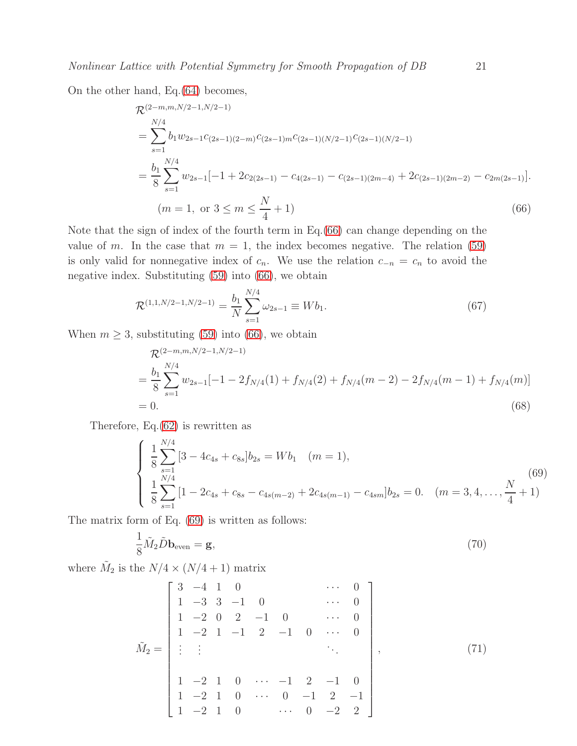On the other hand, Eq.(64) becomes,

$$
\begin{aligned}
&\mathcal{R}^{(2-m,m,N/2-1,N/2-1)} \\
&= \sum_{s=1}^{N/4} b_1 w_{2s-1} c_{(2s-1)(2-m)} c_{(2s-1)m} c_{(2s-1)(N/2-1)} c_{(2s-1)(N/2-1)} \\
&= \frac{b_1}{8} \sum_{s=1}^{N/4} w_{2s-1} [-1 + 2c_{2(2s-1)} - c_{4(2s-1)} - c_{(2s-1)(2m-4)} + 2c_{(2s-1)(2m-2)} - c_{2m(2s-1)}]. \\
&\qquad (m = 1, \text{ or } 3 \leq m \leq \frac{N}{4} + 1)
\end{aligned}
\tag{66}
$$

Note that the sign of index of the fourth term in Eq.(66) can change depending on the value of $m$. In the case that $m = 1$, the index becomes negative. The relation (59) is only valid for nonnegative index of $c_n$. We use the relation $c_{-n} = c_n$ to avoid the negative index. Substituting (59) into (66), we obtain

$$
\mathcal{R}^{(1,1,N/2-1,N/2-1)} = \frac{b_1}{N} \sum_{s=1}^{N/4} \omega_{2s-1} \equiv W b_1. \tag{67}
$$

When $m \geq 3$, substituting (59) into (66), we obtain

$$
\begin{aligned}
&\mathcal{R}^{(2-m,m,N/2-1,N/2-1)} \\
&= \frac{b_1}{8} \sum_{s=1}^{N/4} w_{2s-1} [-1 - 2f_{N/4}(1) + f_{N/4}(2) + f_{N/4}(m-2) - 2f_{N/4}(m-1) + f_{N/4}(m)] \\
&= 0.
\end{aligned}
\tag{68}
$$

Therefore, Eq.(62) is rewritten as

$$
\begin{cases}
\displaystyle \frac{1}{8} \sum_{s=1}^{N/4} [3 - 4c_{4s} + c_{8s}] b_{2s} = W b_1 \quad (m = 1), \\
\displaystyle \frac{1}{8} \sum_{s=1}^{N/4} [1 - 2c_{4s} + c_{8s} - c_{4s(m-2)} + 2c_{4s(m-1)} - c_{4sm}] b_{2s} = 0. \quad (m = 3, 4, \ldots, \frac{N}{4} + 1)
\end{cases}
\tag{69}
$$

The matrix form of Eq. (69) is written as follows:

$$
\frac{1}{8} \tilde{M}_2 \tilde{D} \mathbf{b}_{\text{even}} = \mathbf{g}, \tag{70}
$$

where $\tilde{M}_2$ is the $N/4 \times (N/4 + 1)$ matrix

$$
\tilde{M}_2 = \begin{bmatrix}
3 & -4 & 1 & 0 & & & & \cdots & 0 \\
1 & -3 & 3 & -1 & 0 & & & \cdots & 0 \\
1 & -2 & 0 & 2 & -1 & 0 & & \cdots & 0 \\
1 & -2 & 1 & -1 & 2 & -1 & 0 & \cdots & 0 \\
\vdots & \vdots & & & & & & \ddots & \\
& & & & & & & & \\
1 & -2 & 1 & 0 & \cdots & -1 & 2 & -1 & 0 \\
1 & -2 & 1 & 0 & \cdots & 0 & -1 & 2 & -1 \\
1 & -2 & 1 & 0 & & \cdots & 0 & -2 & 2
\end{bmatrix}, \tag{71}
$$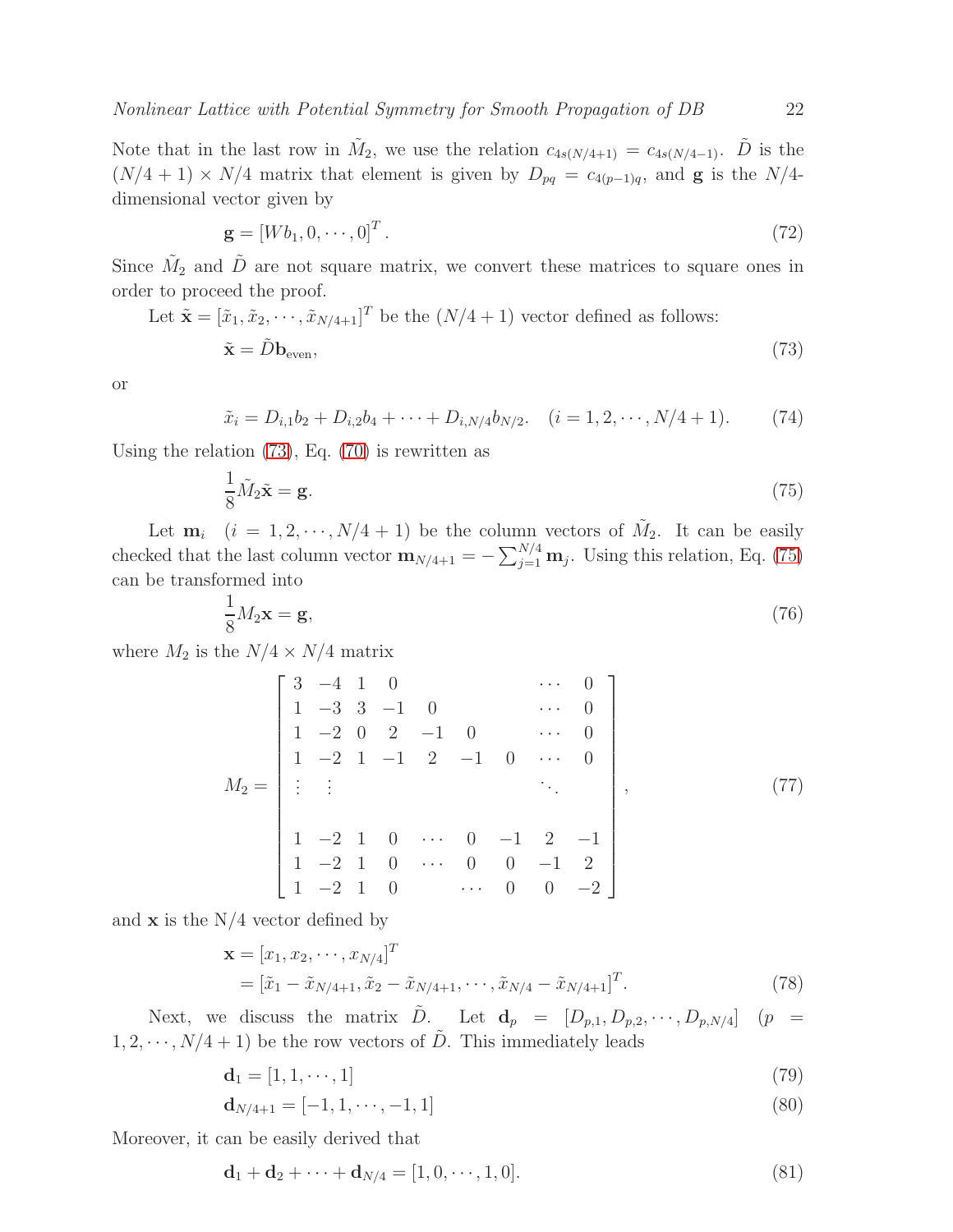Note that in the last row in $\tilde{M}_2$, we use the relation $c_{4s(N/4+1)} = c_{4s(N/4-1)}$. $\tilde{D}$ is the $(N/4+1) \times N/4$ matrix that element is given by $D_{pq} = c_{4(p-1)q}$, and $\mathbf{g}$ is the $N/4$-dimensional vector given by

$$\mathbf{g} = [Wb_1, 0, \cdots, 0]^T. \tag{72}$$

Since $\tilde{M}_2$ and $\tilde{D}$ are not square matrix, we convert these matrices to square ones in order to proceed the proof.

Let $\tilde{\mathbf{x}} = [\tilde{x}_1, \tilde{x}_2, \cdots, \tilde{x}_{N/4+1}]^T$ be the $(N/4+1)$ vector defined as follows:

$$\tilde{\mathbf{x}} = \tilde{D}\mathbf{b}_{\text{even}}, \tag{73}$$

or

$$\tilde{x}_i = D_{i,1}b_2 + D_{i,2}b_4 + \cdots + D_{i,N/4}b_{N/2}. \quad (i = 1, 2, \cdots, N/4+1). \tag{74}$$

Using the relation (73), Eq. (70) is rewritten as

$$\frac{1}{8}\tilde{M}_2\tilde{\mathbf{x}} = \mathbf{g}. \tag{75}$$

Let $\mathbf{m}_i \quad (i = 1, 2, \cdots, N/4+1)$ be the column vectors of $\tilde{M}_2$. It can be easily checked that the last column vector $\mathbf{m}_{N/4+1} = -\sum_{j=1}^{N/4}\mathbf{m}_j$. Using this relation, Eq. (75) can be transformed into

$$\frac{1}{8}M_2\mathbf{x} = \mathbf{g}, \tag{76}$$

where $M_2$ is the $N/4 \times N/4$ matrix

$$M_2 = \begin{bmatrix} 3 & -4 & 1 & 0 & & & & \cdots & 0 \\ 1 & -3 & 3 & -1 & 0 & & & \cdots & 0 \\ 1 & -2 & 0 & 2 & -1 & 0 & & \cdots & 0 \\ 1 & -2 & 1 & -1 & 2 & -1 & 0 & \cdots & 0 \\ \vdots & \vdots & & & & & & \ddots & \\ & & & & & & & & \\ 1 & -2 & 1 & 0 & \cdots & 0 & -1 & 2 & -1 \\ 1 & -2 & 1 & 0 & \cdots & 0 & 0 & -1 & 2 \\ 1 & -2 & 1 & 0 & & \cdots & 0 & 0 & -2 \end{bmatrix}, \tag{77}$$

and $\mathbf{x}$ is the N/4 vector defined by

$$\begin{aligned}\mathbf{x} &= [x_1, x_2, \cdots, x_{N/4}]^T \\ &= [\tilde{x}_1 - \tilde{x}_{N/4+1}, \tilde{x}_2 - \tilde{x}_{N/4+1}, \cdots, \tilde{x}_{N/4} - \tilde{x}_{N/4+1}]^T.\end{aligned} \tag{78}$$

Next, we discuss the matrix $\tilde{D}$. Let $\mathbf{d}_p = [D_{p,1}, D_{p,2}, \cdots, D_{p,N/4}] \quad (p = 1, 2, \cdots, N/4+1)$ be the row vectors of $\tilde{D}$. This immediately leads

$$\mathbf{d}_1 = [1, 1, \cdots, 1] \tag{79}$$

$$\mathbf{d}_{N/4+1} = [-1, 1, \cdots, -1, 1] \tag{80}$$

Moreover, it can be easily derived that

$$\mathbf{d}_1 + \mathbf{d}_2 + \cdots + \mathbf{d}_{N/4} = [1, 0, \cdots, 1, 0]. \tag{81}$$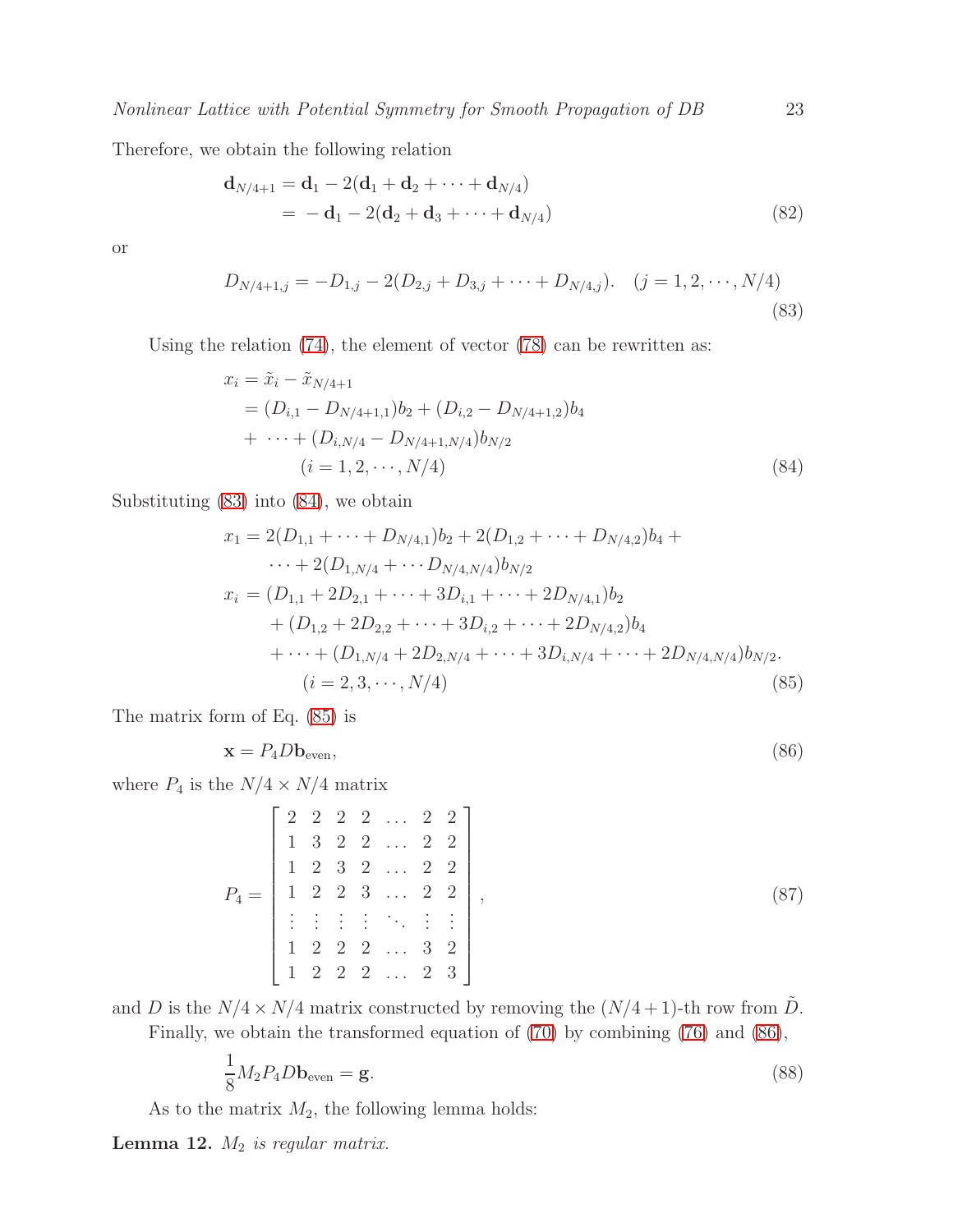Therefore, we obtain the following relation

$$
\begin{aligned}
\mathbf{d}_{N/4+1} &= \mathbf{d}_1 - 2(\mathbf{d}_1 + \mathbf{d}_2 + \cdots + \mathbf{d}_{N/4}) \\
&= -\mathbf{d}_1 - 2(\mathbf{d}_2 + \mathbf{d}_3 + \cdots + \mathbf{d}_{N/4})
\end{aligned} \tag{82}
$$

or

$$
D_{N/4+1,j} = -D_{1,j} - 2(D_{2,j} + D_{3,j} + \cdots + D_{N/4,j}). \quad (j = 1, 2, \cdots, N/4) \tag{83}
$$

Using the relation (74), the element of vector (78) can be rewritten as:

$$
\begin{aligned}
x_i &= \tilde{x}_i - \tilde{x}_{N/4+1} \\
&= (D_{i,1} - D_{N/4+1,1})b_2 + (D_{i,2} - D_{N/4+1,2})b_4 \\
&+ \cdots + (D_{i,N/4} - D_{N/4+1,N/4})b_{N/2} \\
&\qquad (i = 1, 2, \cdots, N/4)
\end{aligned} \tag{84}
$$

Substituting (83) into (84), we obtain

$$
\begin{aligned}
x_1 &= 2(D_{1,1} + \cdots + D_{N/4,1})b_2 + 2(D_{1,2} + \cdots + D_{N/4,2})b_4 + \\
&\quad \cdots + 2(D_{1,N/4} + \cdots D_{N/4,N/4})b_{N/2} \\
x_i &= (D_{1,1} + 2D_{2,1} + \cdots + 3D_{i,1} + \cdots + 2D_{N/4,1})b_2 \\
&\quad + (D_{1,2} + 2D_{2,2} + \cdots + 3D_{i,2} + \cdots + 2D_{N/4,2})b_4 \\
&\quad + \cdots + (D_{1,N/4} + 2D_{2,N/4} + \cdots + 3D_{i,N/4} + \cdots + 2D_{N/4,N/4})b_{N/2}. \\
&\qquad (i = 2, 3, \cdots, N/4)
\end{aligned} \tag{85}
$$

The matrix form of Eq. (85) is

$$
\mathbf{x} = P_4 D \mathbf{b}_{\text{even}}, \tag{86}
$$

where $P_4$ is the $N/4 \times N/4$ matrix

$$
P_4 = \begin{bmatrix}
2 & 2 & 2 & 2 & \ldots & 2 & 2 \\
1 & 3 & 2 & 2 & \ldots & 2 & 2 \\
1 & 2 & 3 & 2 & \ldots & 2 & 2 \\
1 & 2 & 2 & 3 & \ldots & 2 & 2 \\
\vdots & \vdots & \vdots & \vdots & \ddots & \vdots & \vdots \\
1 & 2 & 2 & 2 & \ldots & 3 & 2 \\
1 & 2 & 2 & 2 & \ldots & 2 & 3
\end{bmatrix}, \tag{87}
$$

and $D$ is the $N/4 \times N/4$ matrix constructed by removing the $(N/4+1)$-th row from $\tilde{D}$.

Finally, we obtain the transformed equation of (70) by combining (76) and (86),

$$
\frac{1}{8} M_2 P_4 D \mathbf{b}_{\text{even}} = \mathbf{g}. \tag{88}
$$

As to the matrix $M_2$, the following lemma holds:

**Lemma 12.** *$M_2$ is regular matrix.*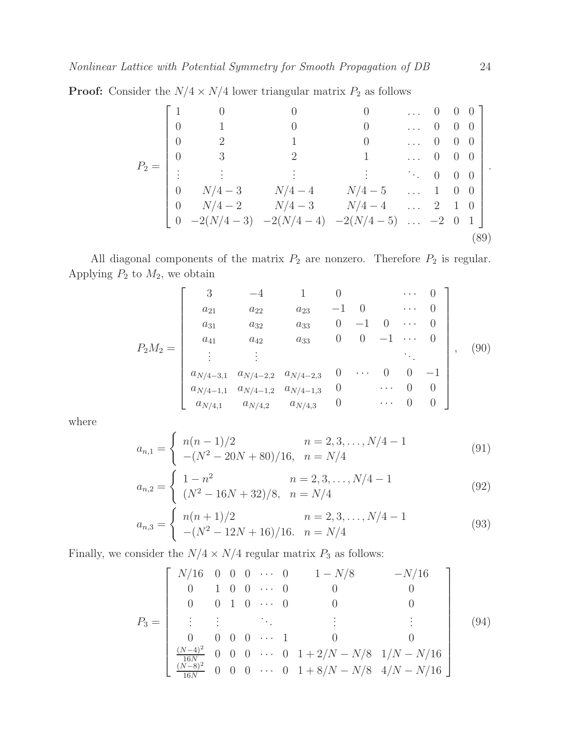**Proof:** Consider the $N/4 \times N/4$ lower triangular matrix $P_2$ as follows

$$
P_2 = \begin{bmatrix}
1 & 0 & 0 & 0 & \ldots & 0 & 0 & 0 \\
0 & 1 & 0 & 0 & \ldots & 0 & 0 & 0 \\
0 & 2 & 1 & 0 & \ldots & 0 & 0 & 0 \\
0 & 3 & 2 & 1 & \ldots & 0 & 0 & 0 \\
\vdots & \vdots & \vdots & \vdots & \ddots & 0 & 0 & 0 \\
0 & N/4-3 & N/4-4 & N/4-5 & \ldots & 1 & 0 & 0 \\
0 & N/4-2 & N/4-3 & N/4-4 & \ldots & 2 & 1 & 0 \\
0 & -2(N/4-3) & -2(N/4-4) & -2(N/4-5) & \ldots & -2 & 0 & 1
\end{bmatrix}. \tag{89}
$$

All diagonal components of the matrix $P_2$ are nonzero. Therefore $P_2$ is regular. Applying $P_2$ to $M_2$, we obtain

$$
P_2 M_2 = \begin{bmatrix}
3 & -4 & 1 & 0 & & & \cdots & 0 \\
a_{21} & a_{22} & a_{23} & -1 & 0 & & \cdots & 0 \\
a_{31} & a_{32} & a_{33} & 0 & -1 & 0 & \cdots & 0 \\
a_{41} & a_{42} & a_{33} & 0 & 0 & -1 & \cdots & 0 \\
\vdots & \vdots & & & & & \ddots & \\
a_{N/4-3,1} & a_{N/4-2,2} & a_{N/4-2,3} & 0 & \cdots & 0 & 0 & -1 \\
a_{N/4-1,1} & a_{N/4-1,2} & a_{N/4-1,3} & 0 & & \cdots & 0 & 0 \\
a_{N/4,1} & a_{N/4,2} & a_{N/4,3} & 0 & & \cdots & 0 & 0
\end{bmatrix}, \tag{90}
$$

where

$$
a_{n,1} = \begin{cases} n(n-1)/2 & n = 2, 3, \ldots, N/4-1 \\ -(N^2-20N+80)/16, & n = N/4 \end{cases} \tag{91}
$$

$$
a_{n,2} = \begin{cases} 1-n^2 & n = 2, 3, \ldots, N/4-1 \\ (N^2-16N+32)/8, & n = N/4 \end{cases} \tag{92}
$$

$$
a_{n,3} = \begin{cases} n(n+1)/2 & n = 2, 3, \ldots, N/4-1 \\ -(N^2-12N+16)/16. & n = N/4 \end{cases} \tag{93}
$$

Finally, we consider the $N/4 \times N/4$ regular matrix $P_3$ as follows:

$$
P_3 = \begin{bmatrix}
N/16 & 0 & 0 & 0 & \cdots & 0 & 1-N/8 & -N/16 \\
0 & 1 & 0 & 0 & \cdots & 0 & 0 & 0 \\
0 & 0 & 1 & 0 & \cdots & 0 & 0 & 0 \\
\vdots & \vdots & & & \ddots & & \vdots & \vdots \\
0 & 0 & 0 & 0 & \cdots & 1 & 0 & 0 \\
\frac{(N-4)^2}{16N} & 0 & 0 & 0 & \cdots & 0 & 1+2/N-N/8 & 1/N-N/16 \\
\frac{(N-8)^2}{16N} & 0 & 0 & 0 & \cdots & 0 & 1+8/N-N/8 & 4/N-N/16
\end{bmatrix} \tag{94}
$$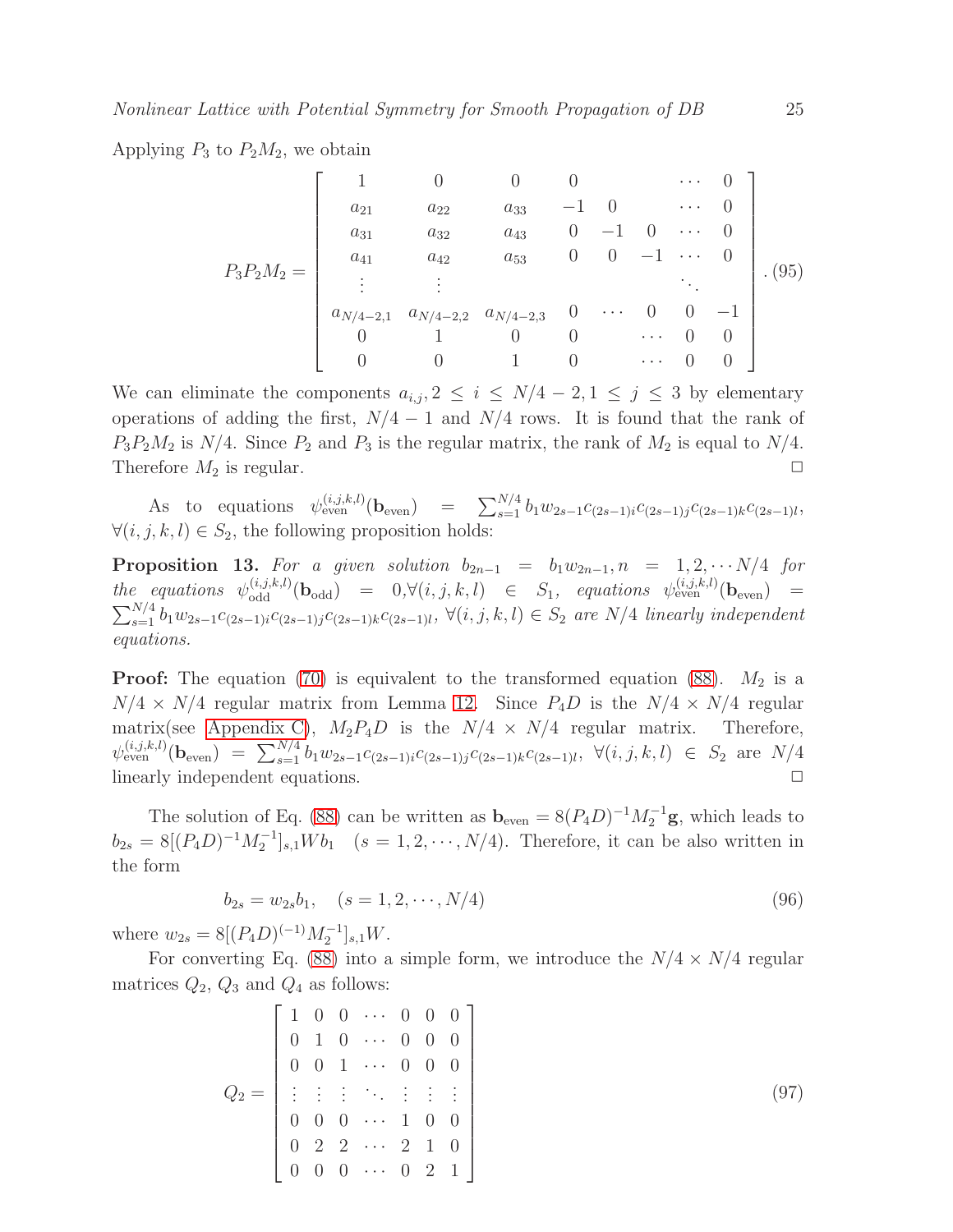Applying $P_3$ to $P_2M_2$, we obtain

$$
P_3P_2M_2 = \begin{bmatrix}
1 & 0 & 0 & 0 & & & \cdots & 0 \\
a_{21} & a_{22} & a_{33} & -1 & 0 & & \cdots & 0 \\
a_{31} & a_{32} & a_{43} & 0 & -1 & 0 & \cdots & 0 \\
a_{41} & a_{42} & a_{53} & 0 & 0 & -1 & \cdots & 0 \\
\vdots & \vdots & & & & & \ddots & \\
a_{N/4-2,1} & a_{N/4-2,2} & a_{N/4-2,3} & 0 & \cdots & 0 & 0 & -1 \\
0 & 1 & 0 & 0 & & \cdots & 0 & 0 \\
0 & 0 & 1 & 0 & & \cdots & 0 & 0
\end{bmatrix}. \quad (95)
$$

We can eliminate the components $a_{i,j}, 2 \le i \le N/4-2, 1 \le j \le 3$ by elementary operations of adding the first, $N/4-1$ and $N/4$ rows. It is found that the rank of $P_3P_2M_2$ is $N/4$. Since $P_2$ and $P_3$ is the regular matrix, the rank of $M_2$ is equal to $N/4$. Therefore $M_2$ is regular. □

As to equations $\psi_{\rm even}^{(i,j,k,l)}(\mathbf{b}_{\rm even}) = \sum_{s=1}^{N/4} b_1 w_{2s-1} c_{(2s-1)i} c_{(2s-1)j} c_{(2s-1)k} c_{(2s-1)l}$, $\forall (i,j,k,l) \in S_2$, the following proposition holds:

**Proposition 13.** *For a given solution $b_{2n-1} = b_1 w_{2n-1}, n = 1, 2, \cdots N/4$ for the equations $\psi_{\rm odd}^{(i,j,k,l)}(\mathbf{b}_{\rm odd}) = 0, \forall (i,j,k,l) \in S_1$, equations $\psi_{\rm even}^{(i,j,k,l)}(\mathbf{b}_{\rm even}) = \sum_{s=1}^{N/4} b_1 w_{2s-1} c_{(2s-1)i} c_{(2s-1)j} c_{(2s-1)k} c_{(2s-1)l}$, $\forall (i,j,k,l) \in S_2$ are $N/4$ linearly independent equations.*

**Proof:** The equation (70) is equivalent to the transformed equation (88). $M_2$ is a $N/4 \times N/4$ regular matrix from Lemma 12. Since $P_4D$ is the $N/4 \times N/4$ regular matrix(see Appendix C), $M_2P_4D$ is the $N/4 \times N/4$ regular matrix. Therefore, $\psi_{\rm even}^{(i,j,k,l)}(\mathbf{b}_{\rm even}) = \sum_{s=1}^{N/4} b_1 w_{2s-1} c_{(2s-1)i} c_{(2s-1)j} c_{(2s-1)k} c_{(2s-1)l}$, $\forall (i,j,k,l) \in S_2$ are $N/4$ linearly independent equations. □

The solution of Eq. (88) can be written as $\mathbf{b}_{\rm even} = 8(P_4D)^{-1}M_2^{-1}\mathbf{g}$, which leads to $b_{2s} = 8[(P_4D)^{-1}M_2^{-1}]_{s,1}Wb_1 \quad (s = 1, 2, \cdots, N/4)$. Therefore, it can be also written in the form

$$
b_{2s} = w_{2s} b_1, \quad (s = 1, 2, \cdots, N/4) \tag{96}
$$

where $w_{2s} = 8[(P_4D)^{(-1)}M_2^{-1}]_{s,1}W$.

For converting Eq. (88) into a simple form, we introduce the $N/4 \times N/4$ regular matrices $Q_2$, $Q_3$ and $Q_4$ as follows:

$$
Q_2 = \begin{bmatrix}
1 & 0 & 0 & \cdots & 0 & 0 & 0 \\
0 & 1 & 0 & \cdots & 0 & 0 & 0 \\
0 & 0 & 1 & \cdots & 0 & 0 & 0 \\
\vdots & \vdots & \vdots & \ddots & \vdots & \vdots & \vdots \\
0 & 0 & 0 & \cdots & 1 & 0 & 0 \\
0 & 2 & 2 & \cdots & 2 & 1 & 0 \\
0 & 0 & 0 & \cdots & 0 & 2 & 1
\end{bmatrix} \tag{97}
$$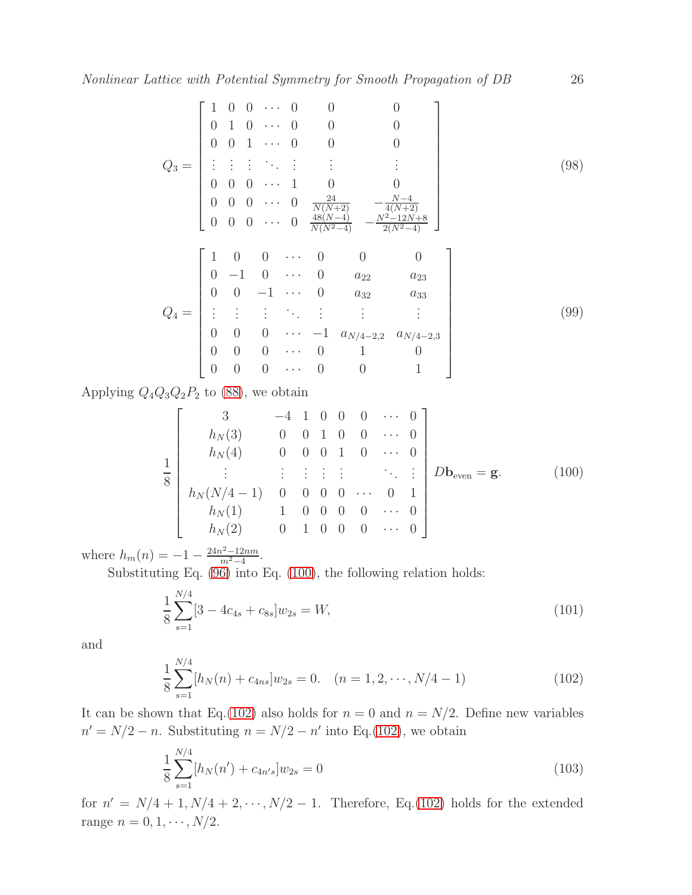$$
Q_3 = \begin{bmatrix}
1 & 0 & 0 & \cdots & 0 & 0 & 0 \\
0 & 1 & 0 & \cdots & 0 & 0 & 0 \\
0 & 0 & 1 & \cdots & 0 & 0 & 0 \\
\vdots & \vdots & \vdots & \ddots & \vdots & \vdots & \vdots \\
0 & 0 & 0 & \cdots & 1 & 0 & 0 \\
0 & 0 & 0 & \cdots & 0 & \frac{24}{N(N+2)} & -\frac{N-4}{4(N+2)} \\
0 & 0 & 0 & \cdots & 0 & \frac{48(N-4)}{N(N^2-4)} & -\frac{N^2-12N+8}{2(N^2-4)}
\end{bmatrix} \tag{98}
$$

$$
Q_4 = \begin{bmatrix}
1 & 0 & 0 & \cdots & 0 & 0 & 0 \\
0 & -1 & 0 & \cdots & 0 & a_{22} & a_{23} \\
0 & 0 & -1 & \cdots & 0 & a_{32} & a_{33} \\
\vdots & \vdots & \vdots & \ddots & \vdots & \vdots & \vdots \\
0 & 0 & 0 & \cdots & -1 & a_{N/4-2,2} & a_{N/4-2,3} \\
0 & 0 & 0 & \cdots & 0 & 1 & 0 \\
0 & 0 & 0 & \cdots & 0 & 0 & 1
\end{bmatrix} \tag{99}
$$

Applying $Q_4 Q_3 Q_2 P_2$ to (88), we obtain

$$
\frac{1}{8}\begin{bmatrix}
3 & -4 & 1 & 0 & 0 & 0 & \cdots & 0 \\
h_N(3) & 0 & 0 & 1 & 0 & 0 & \cdots & 0 \\
h_N(4) & 0 & 0 & 0 & 1 & 0 & \cdots & 0 \\
\vdots & \vdots & \vdots & \vdots & \vdots & & \ddots & \vdots \\
h_N(N/4-1) & 0 & 0 & 0 & 0 & \cdots & 0 & 1 \\
h_N(1) & 1 & 0 & 0 & 0 & 0 & \cdots & 0 \\
h_N(2) & 0 & 1 & 0 & 0 & 0 & \cdots & 0
\end{bmatrix} D\mathbf{b}_{\text{even}} = \mathbf{g}. \tag{100}
$$

where $h_m(n) = -1 - \frac{24n^2-12nm}{m^2-4}$.

Substituting Eq. (96) into Eq. (100), the following relation holds:

$$
\frac{1}{8}\sum_{s=1}^{N/4}[3 - 4c_{4s} + c_{8s}]w_{2s} = W, \tag{101}
$$

and

$$
\frac{1}{8}\sum_{s=1}^{N/4}[h_N(n) + c_{4ns}]w_{2s} = 0. \quad (n = 1, 2, \cdots, N/4-1) \tag{102}
$$

It can be shown that Eq.(102) also holds for $n = 0$ and $n = N/2$. Define new variables $n' = N/2 - n$. Substituting $n = N/2 - n'$ into Eq.(102), we obtain

$$
\frac{1}{8}\sum_{s=1}^{N/4}[h_N(n') + c_{4n's}]w_{2s} = 0 \tag{103}
$$

for $n' = N/4+1, N/4+2, \cdots, N/2-1$. Therefore, Eq.(102) holds for the extended range $n = 0, 1, \cdots, N/2$.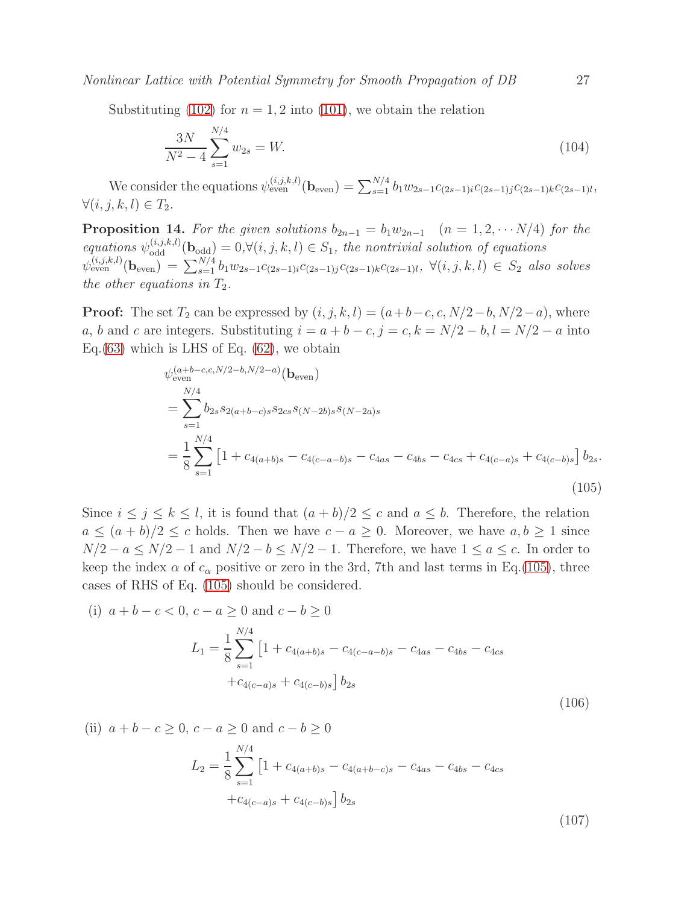Substituting (102) for $n = 1, 2$ into (101), we obtain the relation

$$\frac{3N}{N^2 - 4} \sum_{s=1}^{N/4} w_{2s} = W. \tag{104}$$

We consider the equations $\psi_{\rm even}^{(i,j,k,l)}(\mathbf{b}_{\rm even}) = \sum_{s=1}^{N/4} b_1 w_{2s-1} c_{(2s-1)i} c_{(2s-1)j} c_{(2s-1)k} c_{(2s-1)l}$, $\forall(i, j, k, l) \in T_2$.

**Proposition 14.** *For the given solutions* $b_{2n-1} = b_1 w_{2n-1} \quad (n = 1, 2, \cdots N/4)$ *for the equations* $\psi_{\rm odd}^{(i,j,k,l)}(\mathbf{b}_{\rm odd}) = 0, \forall(i, j, k, l) \in S_1$*, the nontrivial solution of equations* $\psi_{\rm even}^{(i,j,k,l)}(\mathbf{b}_{\rm even}) = \sum_{s=1}^{N/4} b_1 w_{2s-1} c_{(2s-1)i} c_{(2s-1)j} c_{(2s-1)k} c_{(2s-1)l}$, $\forall(i, j, k, l) \in S_2$ *also solves the other equations in* $T_2$.

**Proof:** The set $T_2$ can be expressed by $(i, j, k, l) = (a+b-c, c, N/2-b, N/2-a)$, where $a$, $b$ and $c$ are integers. Substituting $i = a + b - c, j = c, k = N/2 - b, l = N/2 - a$ into Eq.(63) which is LHS of Eq. (62), we obtain

$$\begin{aligned}
&\psi_{\rm even}^{(a+b-c,c,N/2-b,N/2-a)}(\mathbf{b}_{\rm even}) \\
&= \sum_{s=1}^{N/4} b_{2s} s_{2(a+b-c)s} s_{2cs} s_{(N-2b)s} s_{(N-2a)s} \\
&= \frac{1}{8} \sum_{s=1}^{N/4} \left[1 + c_{4(a+b)s} - c_{4(c-a-b)s} - c_{4as} - c_{4bs} - c_{4cs} + c_{4(c-a)s} + c_{4(c-b)s}\right] b_{2s}.
\end{aligned} \tag{105}$$

Since $i \le j \le k \le l$, it is found that $(a + b)/2 \le c$ and $a \le b$. Therefore, the relation $a \le (a + b)/2 \le c$ holds. Then we have $c - a \ge 0$. Moreover, we have $a, b \ge 1$ since $N/2 - a \le N/2 - 1$ and $N/2 - b \le N/2 - 1$. Therefore, we have $1 \le a \le c$. In order to keep the index $\alpha$ of $c_\alpha$ positive or zero in the 3rd, 7th and last terms in Eq.(105), three cases of RHS of Eq. (105) should be considered.

(i) $a + b - c < 0$, $c - a \ge 0$ and $c - b \ge 0$

$$\begin{aligned}
L_1 = \frac{1}{8} \sum_{s=1}^{N/4} &\left[1 + c_{4(a+b)s} - c_{4(c-a-b)s} - c_{4as} - c_{4bs} - c_{4cs}\right. \\
&\left.+ c_{4(c-a)s} + c_{4(c-b)s}\right] b_{2s}
\end{aligned} \tag{106}$$

(ii) $a + b - c \ge 0$, $c - a \ge 0$ and $c - b \ge 0$

$$\begin{aligned}
L_2 = \frac{1}{8} \sum_{s=1}^{N/4} &\left[1 + c_{4(a+b)s} - c_{4(a+b-c)s} - c_{4as} - c_{4bs} - c_{4cs}\right. \\
&\left.+ c_{4(c-a)s} + c_{4(c-b)s}\right] b_{2s}
\end{aligned} \tag{107}$$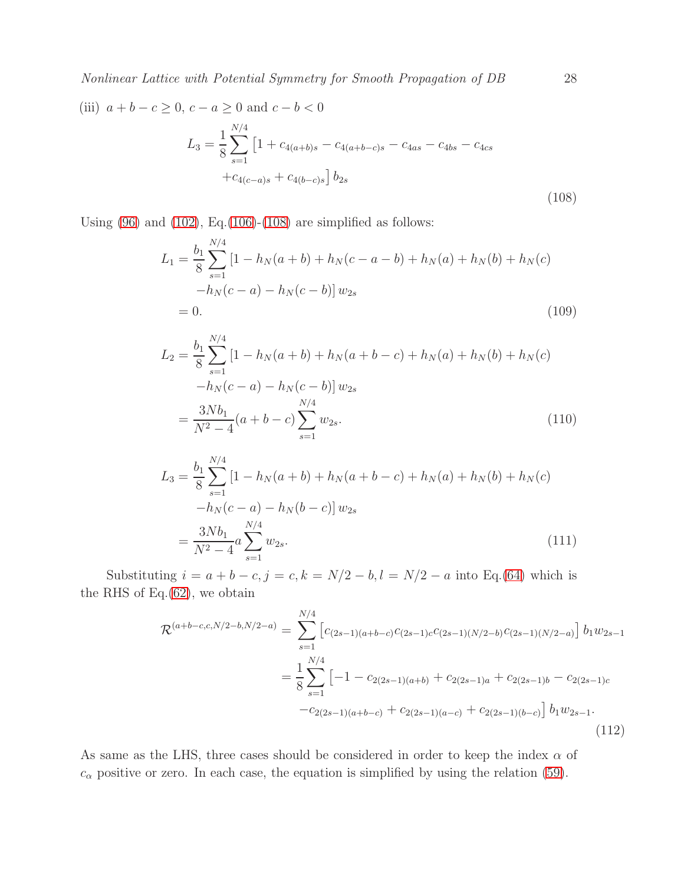(iii) $a+b-c \geq 0$, $c-a \geq 0$ and $c-b < 0$

$$
\begin{aligned}
L_3 = \frac{1}{8} \sum_{s=1}^{N/4} \big[ & 1 + c_{4(a+b)s} - c_{4(a+b-c)s} - c_{4as} - c_{4bs} - c_{4cs} \\
& + c_{4(c-a)s} + c_{4(b-c)s} \big] b_{2s}
\end{aligned}
\tag{108}
$$

Using (96) and (102), Eq.(106)-(108) are simplified as follows:

$$
\begin{aligned}
L_1 &= \frac{b_1}{8} \sum_{s=1}^{N/4} \left[1 - h_N(a+b) + h_N(c-a-b) + h_N(a) + h_N(b) + h_N(c) \right. \\
&\quad \left. - h_N(c-a) - h_N(c-b)\right] w_{2s} \\
&= 0.
\end{aligned}
\tag{109}
$$

$$
\begin{aligned}
L_2 &= \frac{b_1}{8} \sum_{s=1}^{N/4} \left[1 - h_N(a+b) + h_N(a+b-c) + h_N(a) + h_N(b) + h_N(c) \right. \\
&\quad \left. - h_N(c-a) - h_N(c-b)\right] w_{2s} \\
&= \frac{3Nb_1}{N^2-4}(a+b-c) \sum_{s=1}^{N/4} w_{2s}.
\end{aligned}
\tag{110}
$$

$$
\begin{aligned}
L_3 &= \frac{b_1}{8} \sum_{s=1}^{N/4} \left[1 - h_N(a+b) + h_N(a+b-c) + h_N(a) + h_N(b) + h_N(c) \right. \\
&\quad \left. - h_N(c-a) - h_N(b-c)\right] w_{2s} \\
&= \frac{3Nb_1}{N^2-4} a \sum_{s=1}^{N/4} w_{2s}.
\end{aligned}
\tag{111}
$$

Substituting $i = a+b-c, j = c, k = N/2-b, l = N/2-a$ into Eq.(64) which is the RHS of Eq.(62), we obtain

$$
\begin{aligned}
\mathcal{R}^{(a+b-c,c,N/2-b,N/2-a)} &= \sum_{s=1}^{N/4} \left[c_{(2s-1)(a+b-c)} c_{(2s-1)c} c_{(2s-1)(N/2-b)} c_{(2s-1)(N/2-a)}\right] b_1 w_{2s-1} \\
&= \frac{1}{8} \sum_{s=1}^{N/4} \left[-1 - c_{2(2s-1)(a+b)} + c_{2(2s-1)a} + c_{2(2s-1)b} - c_{2(2s-1)c} \right. \\
&\quad \left. - c_{2(2s-1)(a+b-c)} + c_{2(2s-1)(a-c)} + c_{2(2s-1)(b-c)}\right] b_1 w_{2s-1}.
\end{aligned}
\tag{112}
$$

As same as the LHS, three cases should be considered in order to keep the index $\alpha$ of $c_\alpha$ positive or zero. In each case, the equation is simplified by using the relation (59).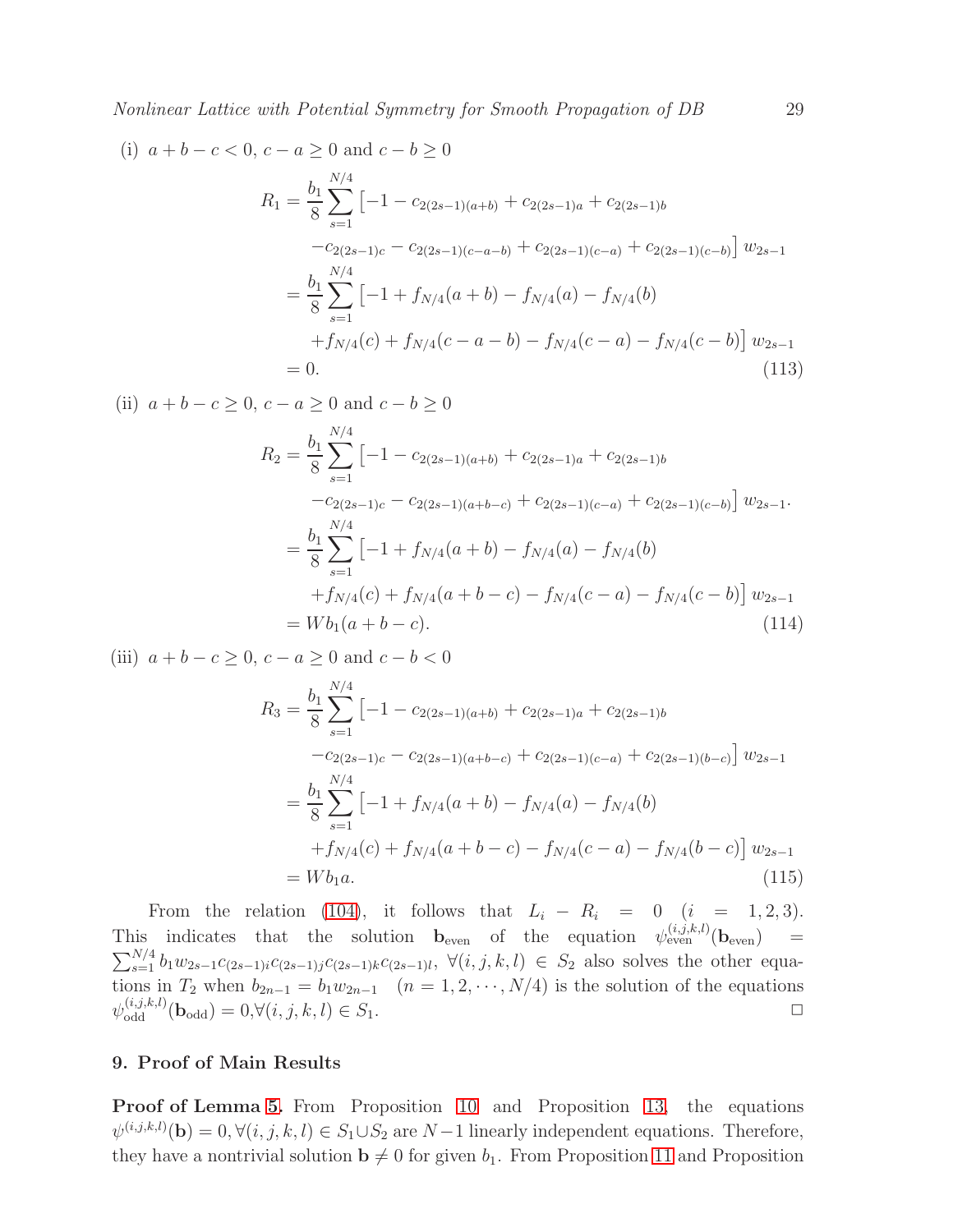(i) $a+b-c<0$, $c-a\geq 0$ and $c-b\geq 0$

$$
\begin{aligned}
R_1 &= \frac{b_1}{8}\sum_{s=1}^{N/4}\big[-1-c_{2(2s-1)(a+b)}+c_{2(2s-1)a}+c_{2(2s-1)b} \\
&\quad -c_{2(2s-1)c}-c_{2(2s-1)(c-a-b)}+c_{2(2s-1)(c-a)}+c_{2(2s-1)(c-b)}\big]\,w_{2s-1} \\
&= \frac{b_1}{8}\sum_{s=1}^{N/4}\big[-1+f_{N/4}(a+b)-f_{N/4}(a)-f_{N/4}(b) \\
&\quad +f_{N/4}(c)+f_{N/4}(c-a-b)-f_{N/4}(c-a)-f_{N/4}(c-b)\big]\,w_{2s-1} \\
&= 0.
\end{aligned}
\tag{113}
$$

(ii) $a+b-c\geq 0$, $c-a\geq 0$ and $c-b\geq 0$

$$
\begin{aligned}
R_2 &= \frac{b_1}{8}\sum_{s=1}^{N/4}\big[-1-c_{2(2s-1)(a+b)}+c_{2(2s-1)a}+c_{2(2s-1)b} \\
&\quad -c_{2(2s-1)c}-c_{2(2s-1)(a+b-c)}+c_{2(2s-1)(c-a)}+c_{2(2s-1)(c-b)}\big]\,w_{2s-1}. \\
&= \frac{b_1}{8}\sum_{s=1}^{N/4}\big[-1+f_{N/4}(a+b)-f_{N/4}(a)-f_{N/4}(b) \\
&\quad +f_{N/4}(c)+f_{N/4}(a+b-c)-f_{N/4}(c-a)-f_{N/4}(c-b)\big]\,w_{2s-1} \\
&= Wb_1(a+b-c).
\end{aligned}
\tag{114}
$$

(iii) $a+b-c\geq 0$, $c-a\geq 0$ and $c-b<0$

$$
\begin{aligned}
R_3 &= \frac{b_1}{8}\sum_{s=1}^{N/4}\big[-1-c_{2(2s-1)(a+b)}+c_{2(2s-1)a}+c_{2(2s-1)b} \\
&\quad -c_{2(2s-1)c}-c_{2(2s-1)(a+b-c)}+c_{2(2s-1)(c-a)}+c_{2(2s-1)(b-c)}\big]\,w_{2s-1} \\
&= \frac{b_1}{8}\sum_{s=1}^{N/4}\big[-1+f_{N/4}(a+b)-f_{N/4}(a)-f_{N/4}(b) \\
&\quad +f_{N/4}(c)+f_{N/4}(a+b-c)-f_{N/4}(c-a)-f_{N/4}(b-c)\big]\,w_{2s-1} \\
&= Wb_1a.
\end{aligned}
\tag{115}
$$

From the relation (104), it follows that $L_i - R_i = 0$ $(i = 1,2,3)$. This indicates that the solution $\mathbf{b}_{\rm even}$ of the equation $\psi^{(i,j,k,l)}_{\rm even}(\mathbf{b}_{\rm even}) = \sum_{s=1}^{N/4} b_1 w_{2s-1}c_{(2s-1)i}c_{(2s-1)j}c_{(2s-1)k}c_{(2s-1)l}$, $\forall(i,j,k,l)\in S_2$ also solves the other equations in $T_2$ when $b_{2n-1}=b_1w_{2n-1}$ $\quad(n=1,2,\cdots,N/4)$ is the solution of the equations $\psi^{(i,j,k,l)}_{\rm odd}(\mathbf{b}_{\rm odd})=0, \forall(i,j,k,l)\in S_1$. □

## 9. Proof of Main Results

**Proof of Lemma 5.** From Proposition 10 and Proposition 13, the equations $\psi^{(i,j,k,l)}(\mathbf{b})=0, \forall(i,j,k,l)\in S_1\cup S_2$ are $N-1$ linearly independent equations. Therefore, they have a nontrivial solution $\mathbf{b}\neq 0$ for given $b_1$. From Proposition 11 and Proposition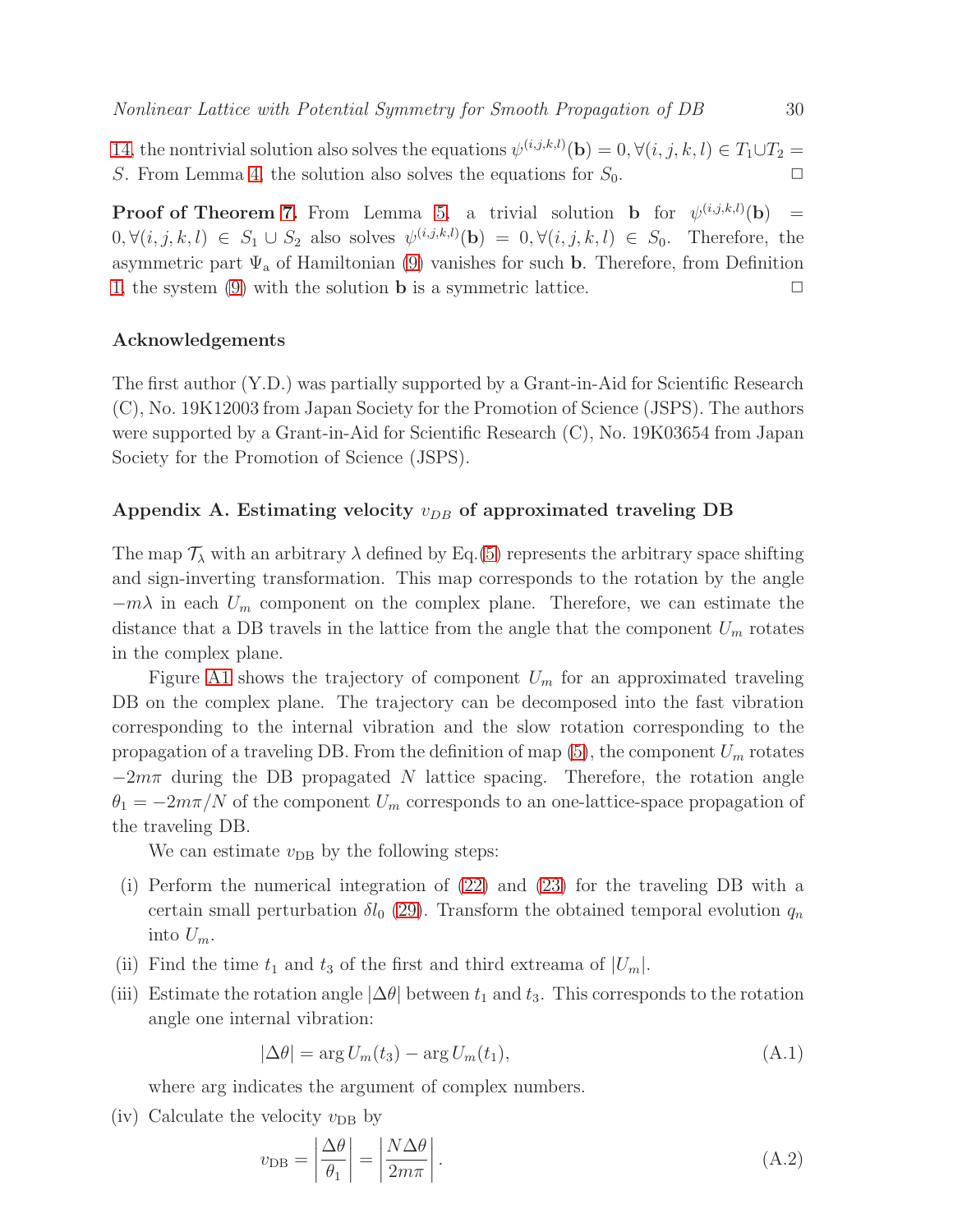14, the nontrivial solution also solves the equations $\psi^{(i,j,k,l)}(\mathbf{b}) = 0, \forall (i,j,k,l) \in T_1 \cup T_2 = S$. From Lemma 4, the solution also solves the equations for $S_0$. □

**Proof of Theorem 7.** From Lemma 5, a trivial solution $\mathbf{b}$ for $\psi^{(i,j,k,l)}(\mathbf{b}) = 0, \forall (i,j,k,l) \in S_1 \cup S_2$ also solves $\psi^{(i,j,k,l)}(\mathbf{b}) = 0, \forall (i,j,k,l) \in S_0$. Therefore, the asymmetric part $\Psi_{\mathrm{a}}$ of Hamiltonian (9) vanishes for such $\mathbf{b}$. Therefore, from Definition 1, the system (9) with the solution $\mathbf{b}$ is a symmetric lattice. □

## Acknowledgements

The first author (Y.D.) was partially supported by a Grant-in-Aid for Scientific Research (C), No. 19K12003 from Japan Society for the Promotion of Science (JSPS). The authors were supported by a Grant-in-Aid for Scientific Research (C), No. 19K03654 from Japan Society for the Promotion of Science (JSPS).

## Appendix A. Estimating velocity $v_{DB}$ of approximated traveling DB

The map $\mathcal{T}_\lambda$ with an arbitrary $\lambda$ defined by Eq.(5) represents the arbitrary space shifting and sign-inverting transformation. This map corresponds to the rotation by the angle $-m\lambda$ in each $U_m$ component on the complex plane. Therefore, we can estimate the distance that a DB travels in the lattice from the angle that the component $U_m$ rotates in the complex plane.

Figure A1 shows the trajectory of component $U_m$ for an approximated traveling DB on the complex plane. The trajectory can be decomposed into the fast vibration corresponding to the internal vibration and the slow rotation corresponding to the propagation of a traveling DB. From the definition of map (5), the component $U_m$ rotates $-2m\pi$ during the DB propagated $N$ lattice spacing. Therefore, the rotation angle $\theta_1 = -2m\pi/N$ of the component $U_m$ corresponds to an one-lattice-space propagation of the traveling DB.

We can estimate $v_{\mathrm{DB}}$ by the following steps:

(i) Perform the numerical integration of (22) and (23) for the traveling DB with a certain small perturbation $\delta l_0$ (29). Transform the obtained temporal evolution $q_n$ into $U_m$.

(ii) Find the time $t_1$ and $t_3$ of the first and third extreama of $|U_m|$.

(iii) Estimate the rotation angle $|\Delta\theta|$ between $t_1$ and $t_3$. This corresponds to the rotation angle one internal vibration:

$$|\Delta\theta| = \arg U_m(t_3) - \arg U_m(t_1), \tag{A.1}$$

where arg indicates the argument of complex numbers.

(iv) Calculate the velocity $v_{\mathrm{DB}}$ by

$$v_{\mathrm{DB}} = \left|\frac{\Delta\theta}{\theta_1}\right| = \left|\frac{N\Delta\theta}{2m\pi}\right|. \tag{A.2}$$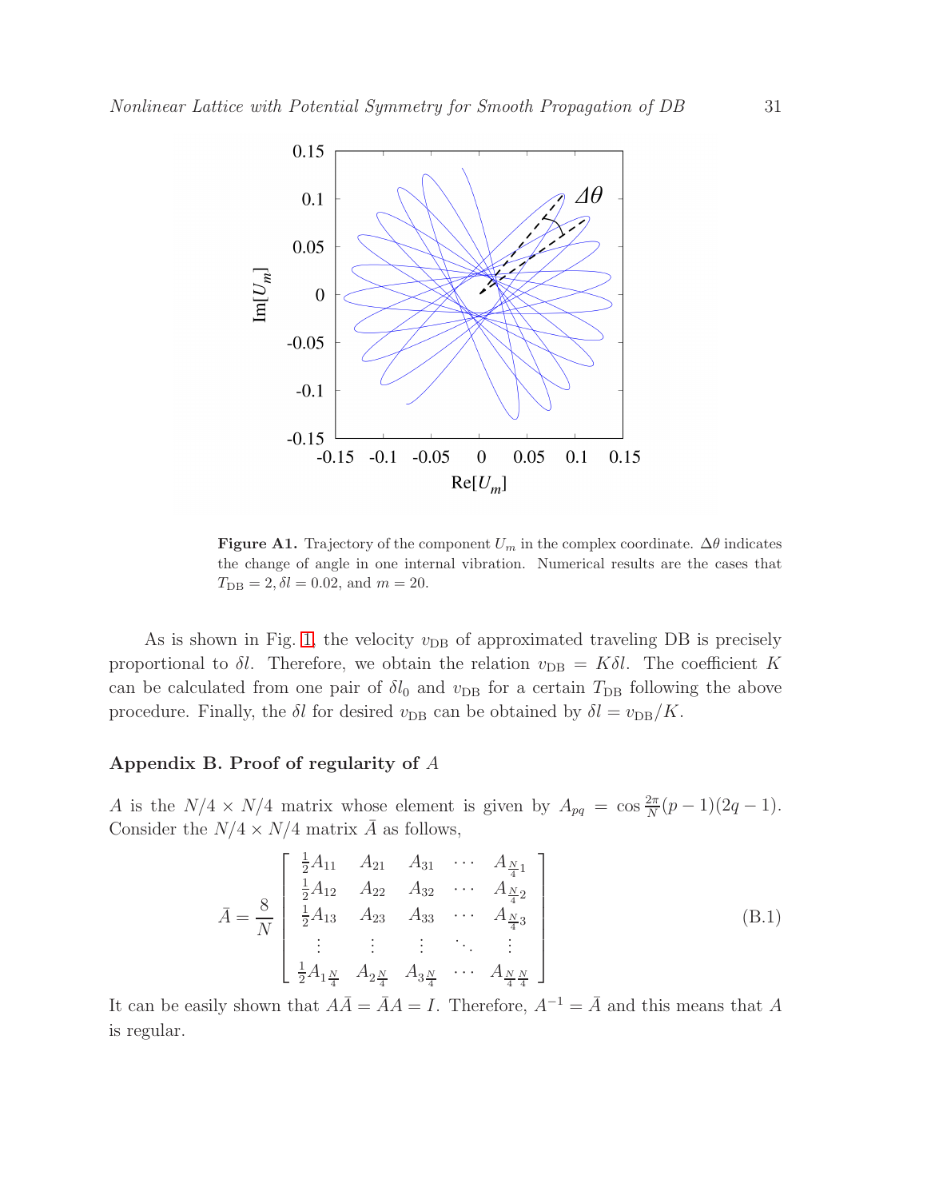**Figure A1.** Trajectory of the component $U_m$ in the complex coordinate. $\Delta\theta$ indicates the change of angle in one internal vibration. Numerical results are the cases that $T_{\mathrm{DB}} = 2, \delta l = 0.02$, and $m = 20$.

As is shown in Fig. 1, the velocity $v_{\mathrm{DB}}$ of approximated traveling DB is precisely proportional to $\delta l$. Therefore, we obtain the relation $v_{\mathrm{DB}} = K\delta l$. The coefficient $K$ can be calculated from one pair of $\delta l_0$ and $v_{\mathrm{DB}}$ for a certain $T_{\mathrm{DB}}$ following the above procedure. Finally, the $\delta l$ for desired $v_{\mathrm{DB}}$ can be obtained by $\delta l = v_{\mathrm{DB}}/K$.

## Appendix B. Proof of regularity of $A$

$A$ is the $N/4 \times N/4$ matrix whose element is given by $A_{pq} = \cos \frac{2\pi}{N}(p-1)(2q-1)$. Consider the $N/4 \times N/4$ matrix $\bar{A}$ as follows,

$$
\bar{A} = \frac{8}{N}
\begin{bmatrix}
\frac{1}{2}A_{11} & A_{21} & A_{31} & \cdots & A_{\frac{N}{4}1} \\
\frac{1}{2}A_{12} & A_{22} & A_{32} & \cdots & A_{\frac{N}{4}2} \\
\frac{1}{2}A_{13} & A_{23} & A_{33} & \cdots & A_{\frac{N}{4}3} \\
\vdots & \vdots & \vdots & \ddots & \vdots \\
\frac{1}{2}A_{1\frac{N}{4}} & A_{2\frac{N}{4}} & A_{3\frac{N}{4}} & \cdots & A_{\frac{N}{4}\frac{N}{4}}
\end{bmatrix}
\tag{B.1}
$$

It can be easily shown that $A\bar{A} = \bar{A}A = I$. Therefore, $A^{-1} = \bar{A}$ and this means that $A$ is regular.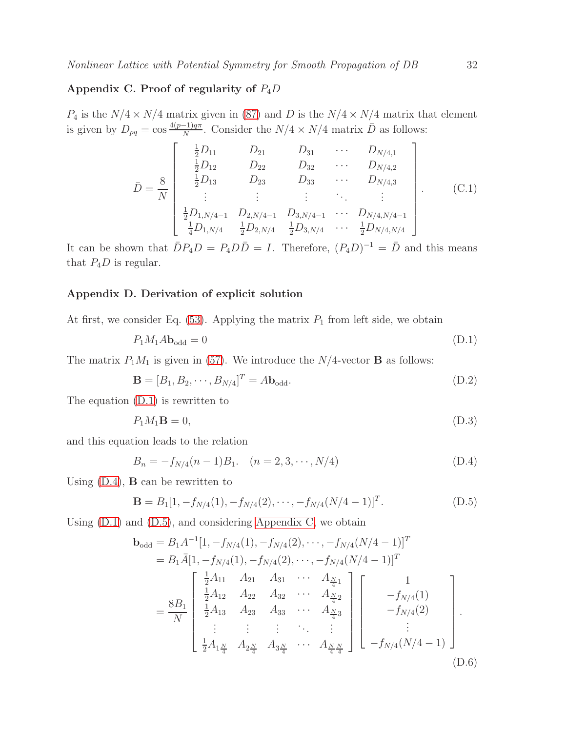## Appendix C. Proof of regularity of $P_4 D$

$P_4$ is the $N/4 \times N/4$ matrix given in (87) and $D$ is the $N/4 \times N/4$ matrix that element is given by $D_{pq} = \cos \frac{4(p-1)q\pi}{N}$. Consider the $N/4 \times N/4$ matrix $\bar{D}$ as follows:

$$\bar{D} = \frac{8}{N} \begin{bmatrix} \frac{1}{2}D_{11} & D_{21} & D_{31} & \cdots & D_{N/4,1} \\ \frac{1}{2}D_{12} & D_{22} & D_{32} & \cdots & D_{N/4,2} \\ \frac{1}{2}D_{13} & D_{23} & D_{33} & \cdots & D_{N/4,3} \\ \vdots & \vdots & \vdots & \ddots & \vdots \\ \frac{1}{2}D_{1,N/4-1} & D_{2,N/4-1} & D_{3,N/4-1} & \cdots & D_{N/4,N/4-1} \\ \frac{1}{4}D_{1,N/4} & \frac{1}{2}D_{2,N/4} & \frac{1}{2}D_{3,N/4} & \cdots & \frac{1}{2}D_{N/4,N/4} \end{bmatrix}. \tag{C.1}$$

It can be shown that $\bar{D}P_4 D = P_4 D\bar{D} = I$. Therefore, $(P_4 D)^{-1} = \bar{D}$ and this means that $P_4 D$ is regular.

## Appendix D. Derivation of explicit solution

At first, we consider Eq. (53). Applying the matrix $P_1$ from left side, we obtain

$$P_1 M_1 A \mathbf{b}_{\text{odd}} = 0 \tag{D.1}$$

The matrix $P_1 M_1$ is given in (57). We introduce the $N/4$-vector $\mathbf{B}$ as follows:

$$\mathbf{B} = [B_1, B_2, \cdots, B_{N/4}]^T = A\mathbf{b}_{\text{odd}}. \tag{D.2}$$

The equation (D.1) is rewritten to

$$P_1 M_1 \mathbf{B} = 0, \tag{D.3}$$

and this equation leads to the relation

$$B_n = -f_{N/4}(n-1)B_1. \quad (n = 2, 3, \cdots, N/4) \tag{D.4}$$

Using (D.4), $\mathbf{B}$ can be rewritten to

$$\mathbf{B} = B_1[1, -f_{N/4}(1), -f_{N/4}(2), \cdots, -f_{N/4}(N/4-1)]^T. \tag{D.5}$$

Using (D.1) and (D.5), and considering Appendix C, we obtain

$$\begin{aligned} \mathbf{b}_{\text{odd}} &= B_1 A^{-1}[1, -f_{N/4}(1), -f_{N/4}(2), \cdots, -f_{N/4}(N/4-1)]^T \\ &= B_1 \bar{A}[1, -f_{N/4}(1), -f_{N/4}(2), \cdots, -f_{N/4}(N/4-1)]^T \\ &= \frac{8B_1}{N} \begin{bmatrix} \frac{1}{2}A_{11} & A_{21} & A_{31} & \cdots & A_{\frac{N}{4}1} \\ \frac{1}{2}A_{12} & A_{22} & A_{32} & \cdots & A_{\frac{N}{4}2} \\ \frac{1}{2}A_{13} & A_{23} & A_{33} & \cdots & A_{\frac{N}{4}3} \\ \vdots & \vdots & \vdots & \ddots & \vdots \\ \frac{1}{2}A_{1\frac{N}{4}} & A_{2\frac{N}{4}} & A_{3\frac{N}{4}} & \cdots & A_{\frac{N}{4}\frac{N}{4}} \end{bmatrix} \begin{bmatrix} 1 \\ -f_{N/4}(1) \\ -f_{N/4}(2) \\ \vdots \\ -f_{N/4}(N/4-1) \end{bmatrix}. \end{aligned} \tag{D.6}$$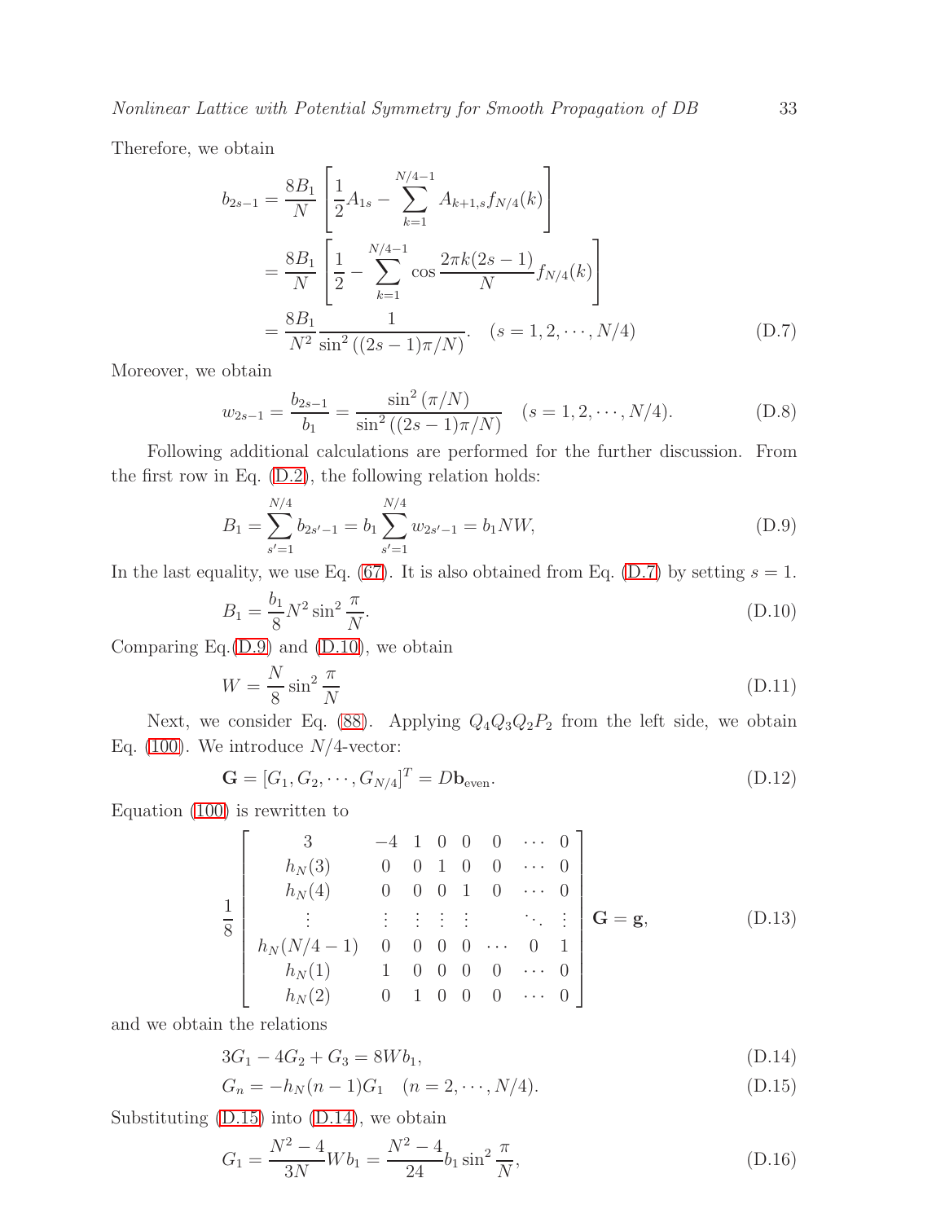Therefore, we obtain

$$
\begin{aligned}
b_{2s-1} &= \frac{8B_1}{N}\left[\frac{1}{2}A_{1s} - \sum_{k=1}^{N/4-1} A_{k+1,s} f_{N/4}(k)\right] \\
&= \frac{8B_1}{N}\left[\frac{1}{2} - \sum_{k=1}^{N/4-1} \cos\frac{2\pi k(2s-1)}{N} f_{N/4}(k)\right] \\
&= \frac{8B_1}{N^2}\frac{1}{\sin^2\left((2s-1)\pi/N\right)}. \quad (s = 1, 2, \cdots, N/4)
\end{aligned}
\tag{D.7}
$$

Moreover, we obtain

$$
w_{2s-1} = \frac{b_{2s-1}}{b_1} = \frac{\sin^2(\pi/N)}{\sin^2\left((2s-1)\pi/N\right)} \quad (s = 1, 2, \cdots, N/4). \tag{D.8}
$$

Following additional calculations are performed for the further discussion. From the first row in Eq. (D.2), the following relation holds:

$$
B_1 = \sum_{s'=1}^{N/4} b_{2s'-1} = b_1 \sum_{s'=1}^{N/4} w_{2s'-1} = b_1 N W, \tag{D.9}
$$

In the last equality, we use Eq. (67). It is also obtained from Eq. (D.7) by setting $s = 1$.

$$
B_1 = \frac{b_1}{8} N^2 \sin^2\frac{\pi}{N}. \tag{D.10}
$$

Comparing Eq.(D.9) and (D.10), we obtain

$$
W = \frac{N}{8}\sin^2\frac{\pi}{N} \tag{D.11}
$$

Next, we consider Eq. (88). Applying $Q_4 Q_3 Q_2 P_2$ from the left side, we obtain Eq. (100). We introduce $N/4$-vector:

$$
\mathbf{G} = \left[G_1, G_2, \cdots, G_{N/4}\right]^T = D\mathbf{b}_{\text{even}}. \tag{D.12}
$$

Equation (100) is rewritten to

$$
\frac{1}{8}\begin{bmatrix}
3 & -4 & 1 & 0 & 0 & 0 & \cdots & 0 \\
h_N(3) & 0 & 0 & 1 & 0 & 0 & \cdots & 0 \\
h_N(4) & 0 & 0 & 0 & 1 & 0 & \cdots & 0 \\
\vdots & \vdots & \vdots & \vdots & \vdots & & \ddots & \vdots \\
h_N(N/4-1) & 0 & 0 & 0 & 0 & \cdots & 0 & 1 \\
h_N(1) & 1 & 0 & 0 & 0 & 0 & \cdots & 0 \\
h_N(2) & 0 & 1 & 0 & 0 & 0 & \cdots & 0
\end{bmatrix}\mathbf{G} = \mathbf{g}, \tag{D.13}
$$

and we obtain the relations

$$
3G_1 - 4G_2 + G_3 = 8Wb_1, \tag{D.14}
$$

$$
G_n = -h_N(n-1)G_1 \quad (n = 2, \cdots, N/4). \tag{D.15}
$$

Substituting (D.15) into (D.14), we obtain

$$
G_1 = \frac{N^2-4}{3N}Wb_1 = \frac{N^2-4}{24}b_1\sin^2\frac{\pi}{N}, \tag{D.16}
$$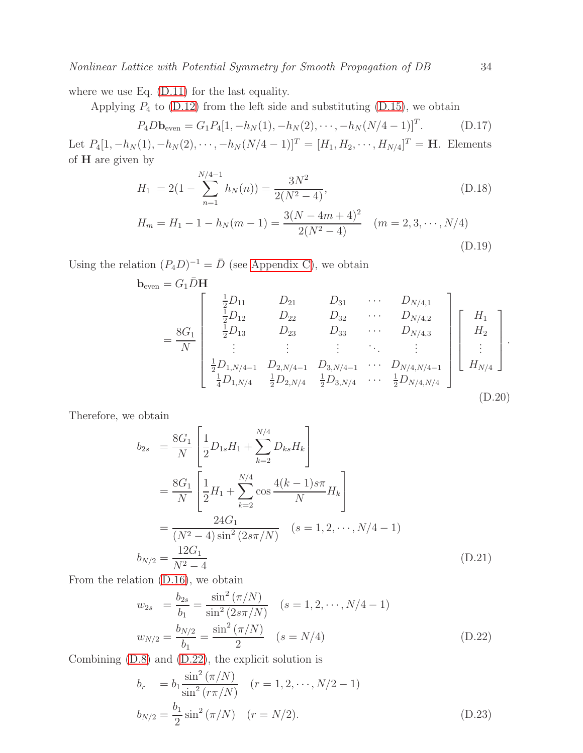where we use Eq. (D.11) for the last equality.

Applying $P_4$ to (D.12) from the left side and substituting (D.15), we obtain

$$P_4 D\mathbf{b}_{\text{even}} = G_1 P_4 [1, -h_N(1), -h_N(2), \cdots, -h_N(N/4-1)]^T. \tag{D.17}$$

Let $P_4[1, -h_N(1), -h_N(2), \cdots, -h_N(N/4-1)]^T = [H_1, H_2, \cdots, H_{N/4}]^T = \mathbf{H}$. Elements of $\mathbf{H}$ are given by

$$H_1 = 2(1 - \sum_{n=1}^{N/4-1} h_N(n)) = \frac{3N^2}{2(N^2-4)}, \tag{D.18}$$

$$H_m = H_1 - 1 - h_N(m-1) = \frac{3(N-4m+4)^2}{2(N^2-4)} \quad (m = 2, 3, \cdots, N/4) \tag{D.19}$$

Using the relation $(P_4 D)^{-1} = \bar{D}$ (see Appendix C), we obtain

$$\mathbf{b}_{\text{even}} = G_1 \bar{D}\mathbf{H}$$
$$= \frac{8G_1}{N} \begin{bmatrix} \frac{1}{2}D_{11} & D_{21} & D_{31} & \cdots & D_{N/4,1} \\ \frac{1}{2}D_{12} & D_{22} & D_{32} & \cdots & D_{N/4,2} \\ \frac{1}{2}D_{13} & D_{23} & D_{33} & \cdots & D_{N/4,3} \\ \vdots & \vdots & \vdots & \ddots & \vdots \\ \frac{1}{2}D_{1,N/4-1} & D_{2,N/4-1} & D_{3,N/4-1} & \cdots & D_{N/4,N/4-1} \\ \frac{1}{4}D_{1,N/4} & \frac{1}{2}D_{2,N/4} & \frac{1}{2}D_{3,N/4} & \cdots & \frac{1}{2}D_{N/4,N/4} \end{bmatrix} \begin{bmatrix} H_1 \\ H_2 \\ \vdots \\ H_{N/4} \end{bmatrix}. \tag{D.20}$$

Therefore, we obtain

$$\begin{aligned} b_{2s} &= \frac{8G_1}{N}\left[\frac{1}{2}D_{1s}H_1 + \sum_{k=2}^{N/4} D_{ks}H_k\right] \\ &= \frac{8G_1}{N}\left[\frac{1}{2}H_1 + \sum_{k=2}^{N/4} \cos\frac{4(k-1)s\pi}{N} H_k\right] \\ &= \frac{24G_1}{(N^2-4)\sin^2(2s\pi/N)} \quad (s = 1, 2, \cdots, N/4-1) \\ b_{N/2} &= \frac{12G_1}{N^2-4} \end{aligned} \tag{D.21}$$

From the relation (D.16), we obtain

$$\begin{aligned} w_{2s} &= \frac{b_{2s}}{b_1} = \frac{\sin^2(\pi/N)}{\sin^2(2s\pi/N)} \quad (s = 1, 2, \cdots, N/4-1) \\ w_{N/2} &= \frac{b_{N/2}}{b_1} = \frac{\sin^2(\pi/N)}{2} \quad (s = N/4) \end{aligned} \tag{D.22}$$

Combining (D.8) and (D.22), the explicit solution is

$$\begin{aligned} b_r &= b_1 \frac{\sin^2(\pi/N)}{\sin^2(r\pi/N)} \quad (r = 1, 2, \cdots, N/2-1) \\ b_{N/2} &= \frac{b_1}{2}\sin^2(\pi/N) \quad (r = N/2). \end{aligned} \tag{D.23}$$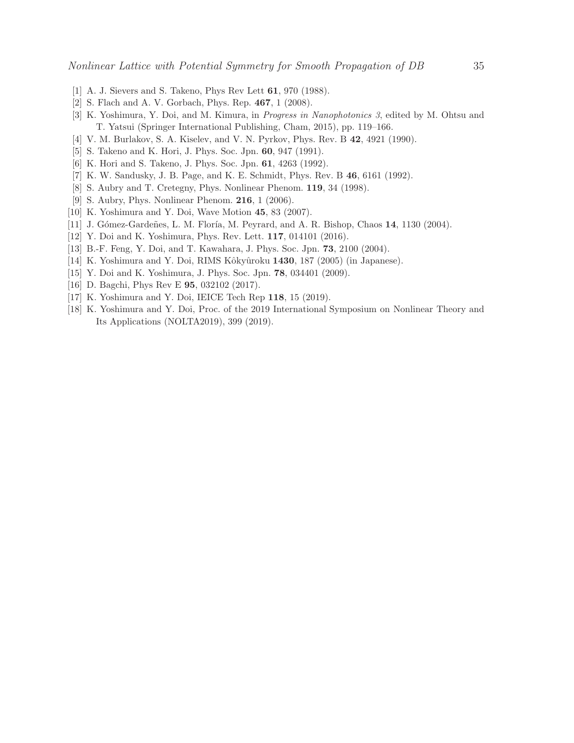[1] A. J. Sievers and S. Takeno, Phys Rev Lett **61**, 970 (1988).
[2] S. Flach and A. V. Gorbach, Phys. Rep. **467**, 1 (2008).
[3] K. Yoshimura, Y. Doi, and M. Kimura, in *Progress in Nanophotonics 3*, edited by M. Ohtsu and T. Yatsui (Springer International Publishing, Cham, 2015), pp. 119–166.
[4] V. M. Burlakov, S. A. Kiselev, and V. N. Pyrkov, Phys. Rev. B **42**, 4921 (1990).
[5] S. Takeno and K. Hori, J. Phys. Soc. Jpn. **60**, 947 (1991).
[6] K. Hori and S. Takeno, J. Phys. Soc. Jpn. **61**, 4263 (1992).
[7] K. W. Sandusky, J. B. Page, and K. E. Schmidt, Phys. Rev. B **46**, 6161 (1992).
[8] S. Aubry and T. Cretegny, Phys. Nonlinear Phenom. **119**, 34 (1998).
[9] S. Aubry, Phys. Nonlinear Phenom. **216**, 1 (2006).
[10] K. Yoshimura and Y. Doi, Wave Motion **45**, 83 (2007).
[11] J. Gómez-Gardeñes, L. M. Floría, M. Peyrard, and A. R. Bishop, Chaos **14**, 1130 (2004).
[12] Y. Doi and K. Yoshimura, Phys. Rev. Lett. **117**, 014101 (2016).
[13] B.-F. Feng, Y. Doi, and T. Kawahara, J. Phys. Soc. Jpn. **73**, 2100 (2004).
[14] K. Yoshimura and Y. Doi, RIMS Kôkyûroku **1430**, 187 (2005) (in Japanese).
[15] Y. Doi and K. Yoshimura, J. Phys. Soc. Jpn. **78**, 034401 (2009).
[16] D. Bagchi, Phys Rev E **95**, 032102 (2017).
[17] K. Yoshimura and Y. Doi, IEICE Tech Rep **118**, 15 (2019).
[18] K. Yoshimura and Y. Doi, Proc. of the 2019 International Symposium on Nonlinear Theory and Its Applications (NOLTA2019), 399 (2019).